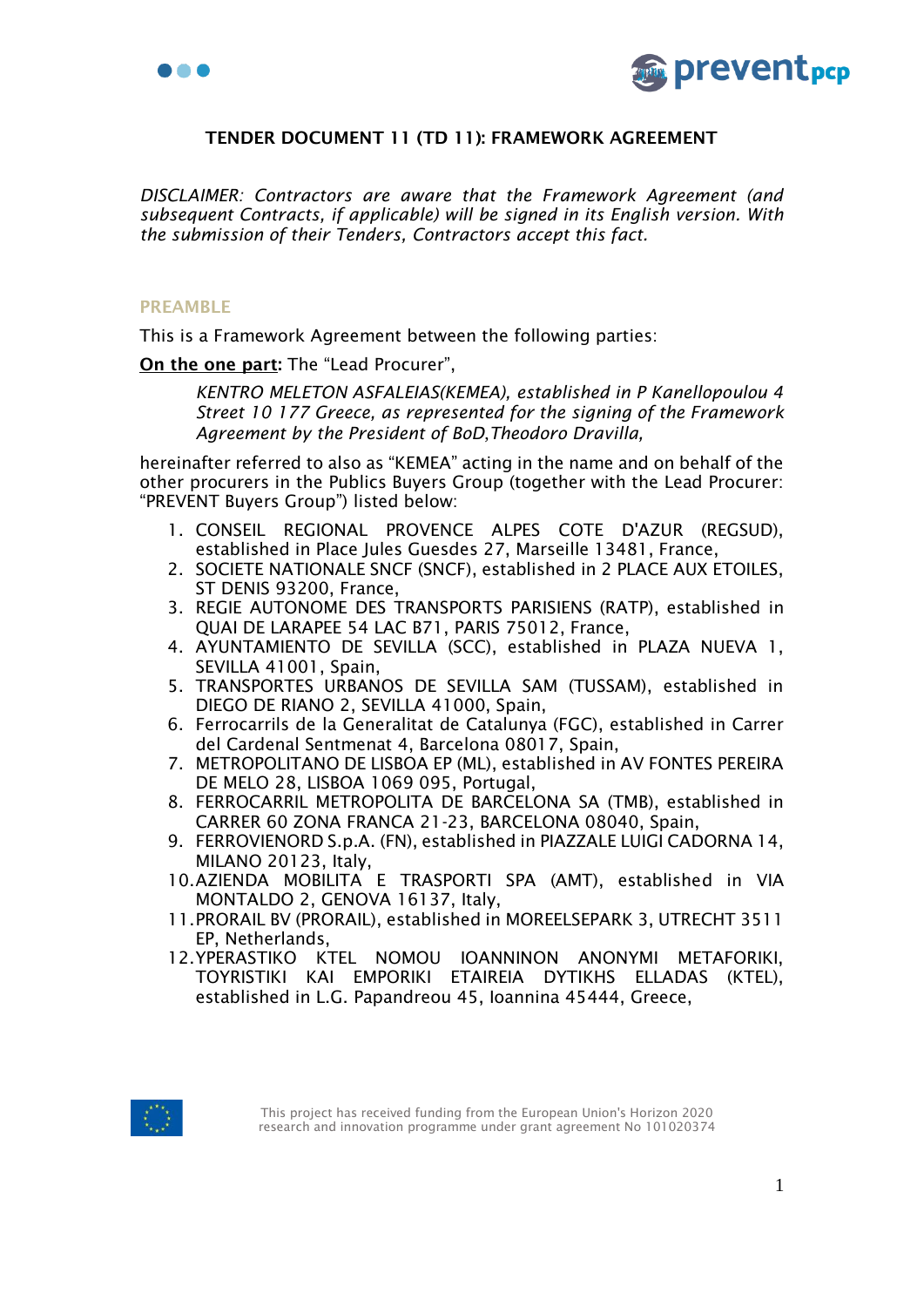# TENDER DOCUMENT 11 (TD 11): FRAMEWORK AGREEMENT

*DISCLAIMER: Contractors are aware that the Framework Agreement (and subsequent Contracts, if applicable) will be signed in its English version. With the submission of their Tenders, Contractors accept this fact.*

## PREAMBLE

This is a Framework Agreement between the following parties:

**On the one part:** The "Lead Procurer",

> *KENTRO MELETON ASFALEIAS(KEMEA), established in P Kanellopoulou 4 Street 10 177 Greece, as represented for the signing of the Framework Agreement by the President of BoD,Theodoro Dravilla,*

hereinafter referred to also as "KEMEA" acting in the name and on behalf of the other procurers in the Publics Buyers Group (together with the Lead Procurer: "PREVENT Buyers Group") listed below:

1. CONSEIL REGIONAL PROVENCE ALPES COTE D'AZUR (REGSUD), established in Place Jules Guesdes 27, Marseille 13481, France,
2. SOCIETE NATIONALE SNCF (SNCF), established in 2 PLACE AUX ETOILES, ST DENIS 93200, France,
3. REGIE AUTONOME DES TRANSPORTS PARISIENS (RATP), established in QUAI DE LARAPEE 54 LAC B71, PARIS 75012, France,
4. AYUNTAMIENTO DE SEVILLA (SCC), established in PLAZA NUEVA 1, SEVILLA 41001, Spain,
5. TRANSPORTES URBANOS DE SEVILLA SAM (TUSSAM), established in DIEGO DE RIANO 2, SEVILLA 41000, Spain,
6. Ferrocarrils de la Generalitat de Catalunya (FGC), established in Carrer del Cardenal Sentmenat 4, Barcelona 08017, Spain,
7. METROPOLITANO DE LISBOA EP (ML), established in AV FONTES PEREIRA DE MELO 28, LISBOA 1069 095, Portugal,
8. FERROCARRIL METROPOLITA DE BARCELONA SA (TMB), established in CARRER 60 ZONA FRANCA 21-23, BARCELONA 08040, Spain,
9. FERROVIENORD S.p.A. (FN), established in PIAZZALE LUIGI CADORNA 14, MILANO 20123, Italy,
10. AZIENDA MOBILITA E TRASPORTI SPA (AMT), established in VIA MONTALDO 2, GENOVA 16137, Italy,
11. PRORAIL BV (PRORAIL), established in MOREELSEPARK 3, UTRECHT 3511 EP, Netherlands,
12. YPERASTIKO KTEL NOMOU IOANNINON ANONYMI METAFORIKI, TOYRISTIKI KAI EMPORIKI ETAIREIA DYTIKHS ELLADAS (KTEL), established in L.G. Papandreou 45, Ioannina 45444, Greece,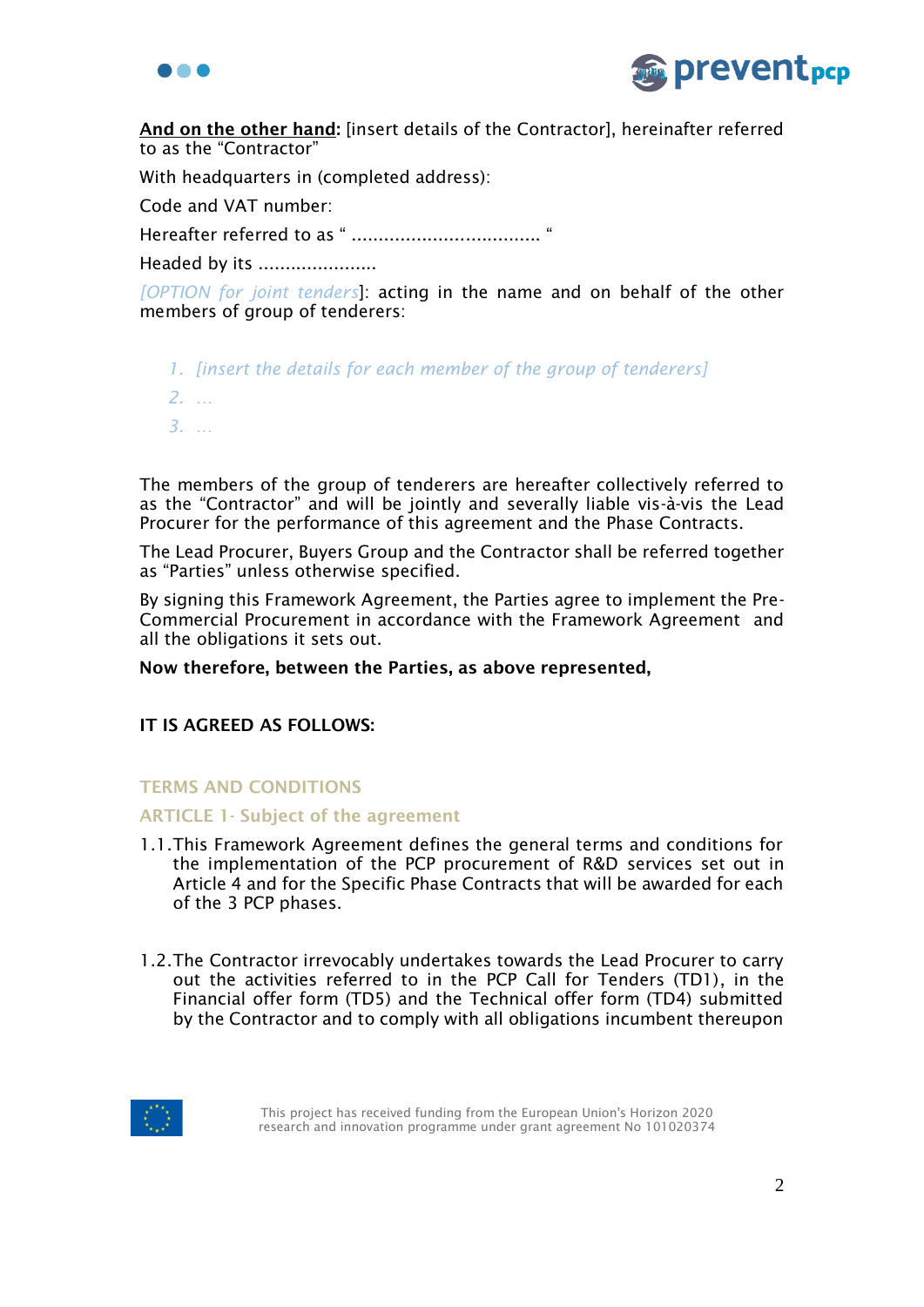**And on the other hand:** [insert details of the Contractor], hereinafter referred to as the “Contractor”

With headquarters in (completed address):

Code and VAT number:

Hereafter referred to as “ ................................... “

Headed by its ......................

*[OPTION for joint tenders*]: acting in the name and on behalf of the other members of group of tenderers:

1. *[insert the details for each member of the group of tenderers]*
2. *…*
3. *…*

The members of the group of tenderers are hereafter collectively referred to as the “Contractor” and will be jointly and severally liable vis-à-vis the Lead Procurer for the performance of this agreement and the Phase Contracts.

The Lead Procurer, Buyers Group and the Contractor shall be referred together as “Parties” unless otherwise specified.

By signing this Framework Agreement, the Parties agree to implement the Pre-Commercial Procurement in accordance with the Framework Agreement and all the obligations it sets out.

**Now therefore, between the Parties, as above represented,**

**IT IS AGREED AS FOLLOWS:**

## TERMS AND CONDITIONS

### ARTICLE 1- Subject of the agreement

1.1. This Framework Agreement defines the general terms and conditions for the implementation of the PCP procurement of R&D services set out in Article 4 and for the Specific Phase Contracts that will be awarded for each of the 3 PCP phases.

1.2. The Contractor irrevocably undertakes towards the Lead Procurer to carry out the activities referred to in the PCP Call for Tenders (TD1), in the Financial offer form (TD5) and the Technical offer form (TD4) submitted by the Contractor and to comply with all obligations incumbent thereupon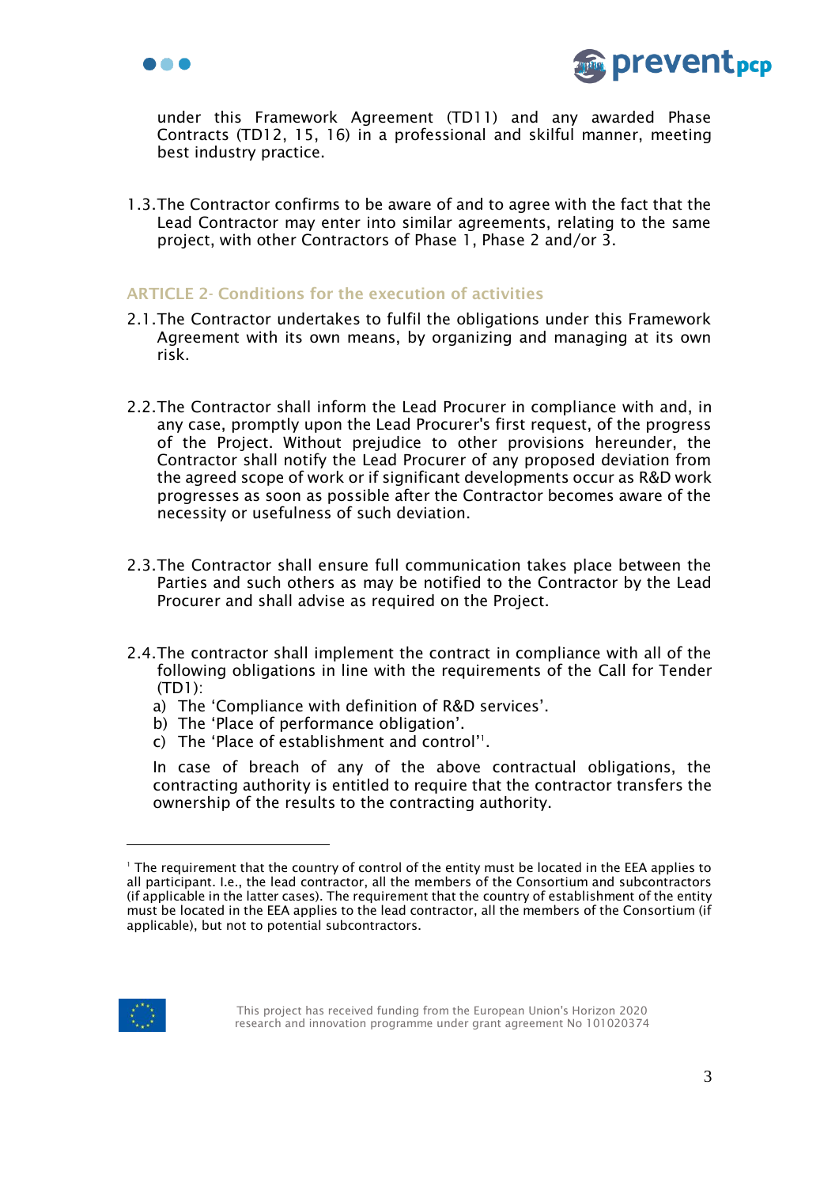under this Framework Agreement (TD11) and any awarded Phase Contracts (TD12, 15, 16) in a professional and skilful manner, meeting best industry practice.

1.3. The Contractor confirms to be aware of and to agree with the fact that the Lead Contractor may enter into similar agreements, relating to the same project, with other Contractors of Phase 1, Phase 2 and/or 3.

## ARTICLE 2- Conditions for the execution of activities

2.1. The Contractor undertakes to fulfil the obligations under this Framework Agreement with its own means, by organizing and managing at its own risk.

2.2. The Contractor shall inform the Lead Procurer in compliance with and, in any case, promptly upon the Lead Procurer's first request, of the progress of the Project. Without prejudice to other provisions hereunder, the Contractor shall notify the Lead Procurer of any proposed deviation from the agreed scope of work or if significant developments occur as R&D work progresses as soon as possible after the Contractor becomes aware of the necessity or usefulness of such deviation.

2.3. The Contractor shall ensure full communication takes place between the Parties and such others as may be notified to the Contractor by the Lead Procurer and shall advise as required on the Project.

2.4. The contractor shall implement the contract in compliance with all of the following obligations in line with the requirements of the Call for Tender (TD1):

a) The 'Compliance with definition of R&D services'.
b) The 'Place of performance obligation'.
c) The 'Place of establishment and control'[1].

In case of breach of any of the above contractual obligations, the contracting authority is entitled to require that the contractor transfers the ownership of the results to the contracting authority.

[1] The requirement that the country of control of the entity must be located in the EEA applies to all participant. I.e., the lead contractor, all the members of the Consortium and subcontractors (if applicable in the latter cases). The requirement that the country of establishment of the entity must be located in the EEA applies to the lead contractor, all the members of the Consortium (if applicable), but not to potential subcontractors.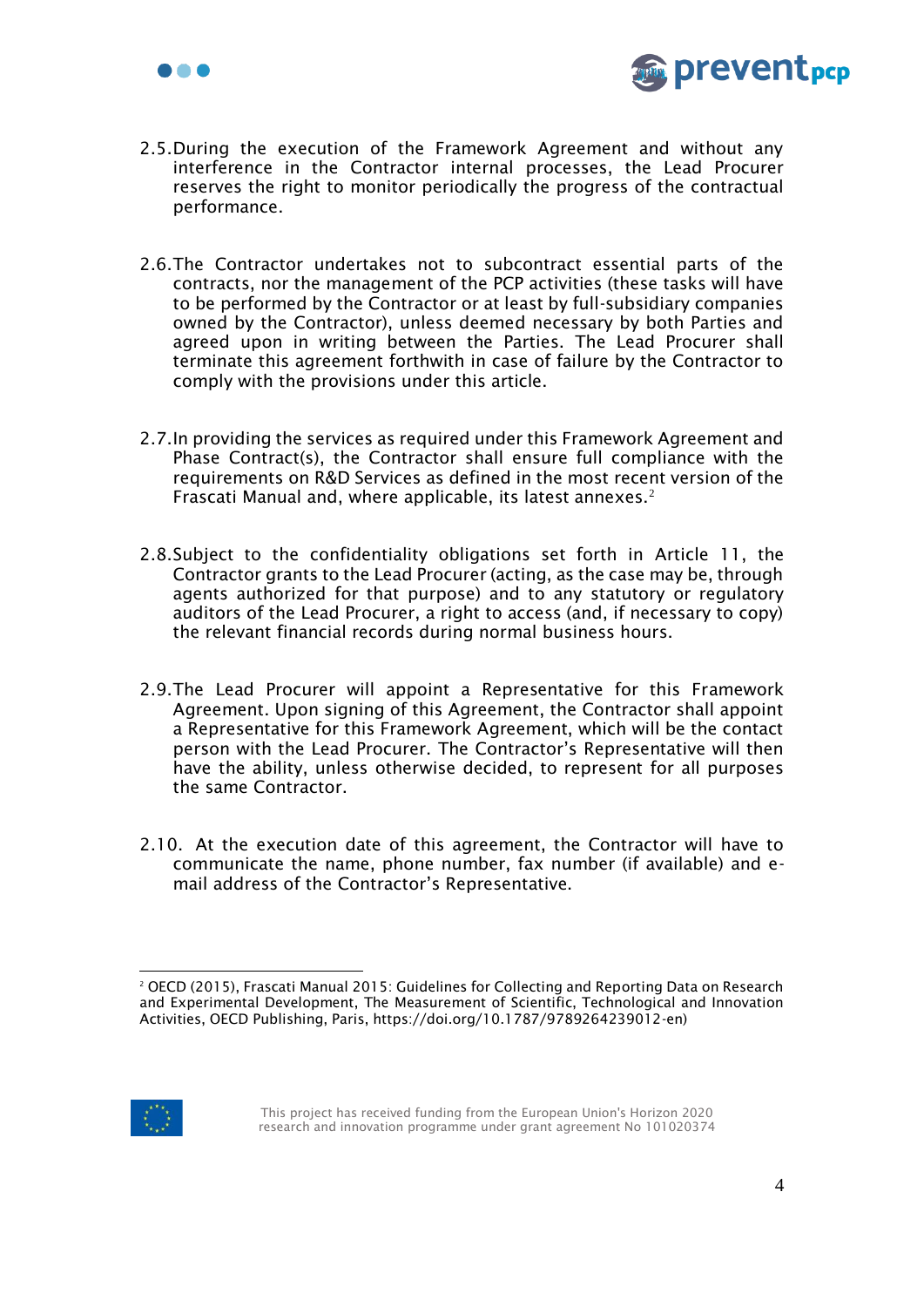2.5. During the execution of the Framework Agreement and without any interference in the Contractor internal processes, the Lead Procurer reserves the right to monitor periodically the progress of the contractual performance.

2.6. The Contractor undertakes not to subcontract essential parts of the contracts, nor the management of the PCP activities (these tasks will have to be performed by the Contractor or at least by full-subsidiary companies owned by the Contractor), unless deemed necessary by both Parties and agreed upon in writing between the Parties. The Lead Procurer shall terminate this agreement forthwith in case of failure by the Contractor to comply with the provisions under this article.

2.7. In providing the services as required under this Framework Agreement and Phase Contract(s), the Contractor shall ensure full compliance with the requirements on R&D Services as defined in the most recent version of the Frascati Manual and, where applicable, its latest annexes.[2]

2.8. Subject to the confidentiality obligations set forth in Article 11, the Contractor grants to the Lead Procurer (acting, as the case may be, through agents authorized for that purpose) and to any statutory or regulatory auditors of the Lead Procurer, a right to access (and, if necessary to copy) the relevant financial records during normal business hours.

2.9. The Lead Procurer will appoint a Representative for this Framework Agreement. Upon signing of this Agreement, the Contractor shall appoint a Representative for this Framework Agreement, which will be the contact person with the Lead Procurer. The Contractor's Representative will then have the ability, unless otherwise decided, to represent for all purposes the same Contractor.

2.10. At the execution date of this agreement, the Contractor will have to communicate the name, phone number, fax number (if available) and e-mail address of the Contractor's Representative.

---

[2] OECD (2015), Frascati Manual 2015: Guidelines for Collecting and Reporting Data on Research and Experimental Development, The Measurement of Scientific, Technological and Innovation Activities, OECD Publishing, Paris, https://doi.org/10.1787/9789264239012-en)

This project has received funding from the European Union's Horizon 2020 research and innovation programme under grant agreement No 101020374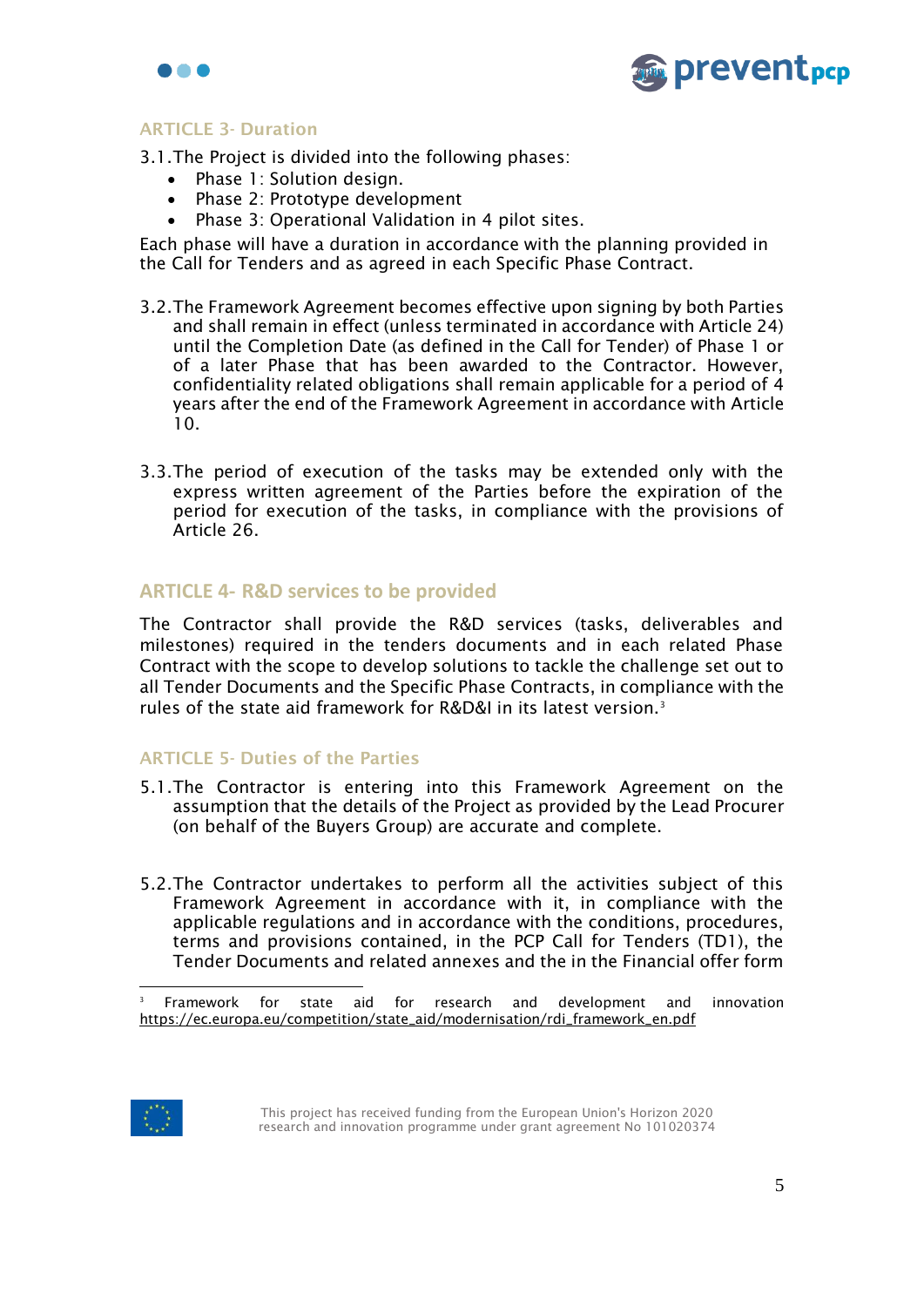## ARTICLE 3- Duration

3.1. The Project is divided into the following phases:

- Phase 1: Solution design.
- Phase 2: Prototype development
- Phase 3: Operational Validation in 4 pilot sites.

Each phase will have a duration in accordance with the planning provided in the Call for Tenders and as agreed in each Specific Phase Contract.

3.2. The Framework Agreement becomes effective upon signing by both Parties and shall remain in effect (unless terminated in accordance with Article 24) until the Completion Date (as defined in the Call for Tender) of Phase 1 or of a later Phase that has been awarded to the Contractor. However, confidentiality related obligations shall remain applicable for a period of 4 years after the end of the Framework Agreement in accordance with Article 10.

3.3. The period of execution of the tasks may be extended only with the express written agreement of the Parties before the expiration of the period for execution of the tasks, in compliance with the provisions of Article 26.

## ARTICLE 4- R&D services to be provided

The Contractor shall provide the R&D services (tasks, deliverables and milestones) required in the tenders documents and in each related Phase Contract with the scope to develop solutions to tackle the challenge set out to all Tender Documents and the Specific Phase Contracts, in compliance with the rules of the state aid framework for R&D&I in its latest version.[3]

## ARTICLE 5- Duties of the Parties

5.1. The Contractor is entering into this Framework Agreement on the assumption that the details of the Project as provided by the Lead Procurer (on behalf of the Buyers Group) are accurate and complete.

5.2. The Contractor undertakes to perform all the activities subject of this Framework Agreement in accordance with it, in compliance with the applicable regulations and in accordance with the conditions, procedures, terms and provisions contained, in the PCP Call for Tenders (TD1), the Tender Documents and related annexes and the in the Financial offer form

---

[3] Framework for state aid for research and development and innovation https://ec.europa.eu/competition/state_aid/modernisation/rdi_framework_en.pdf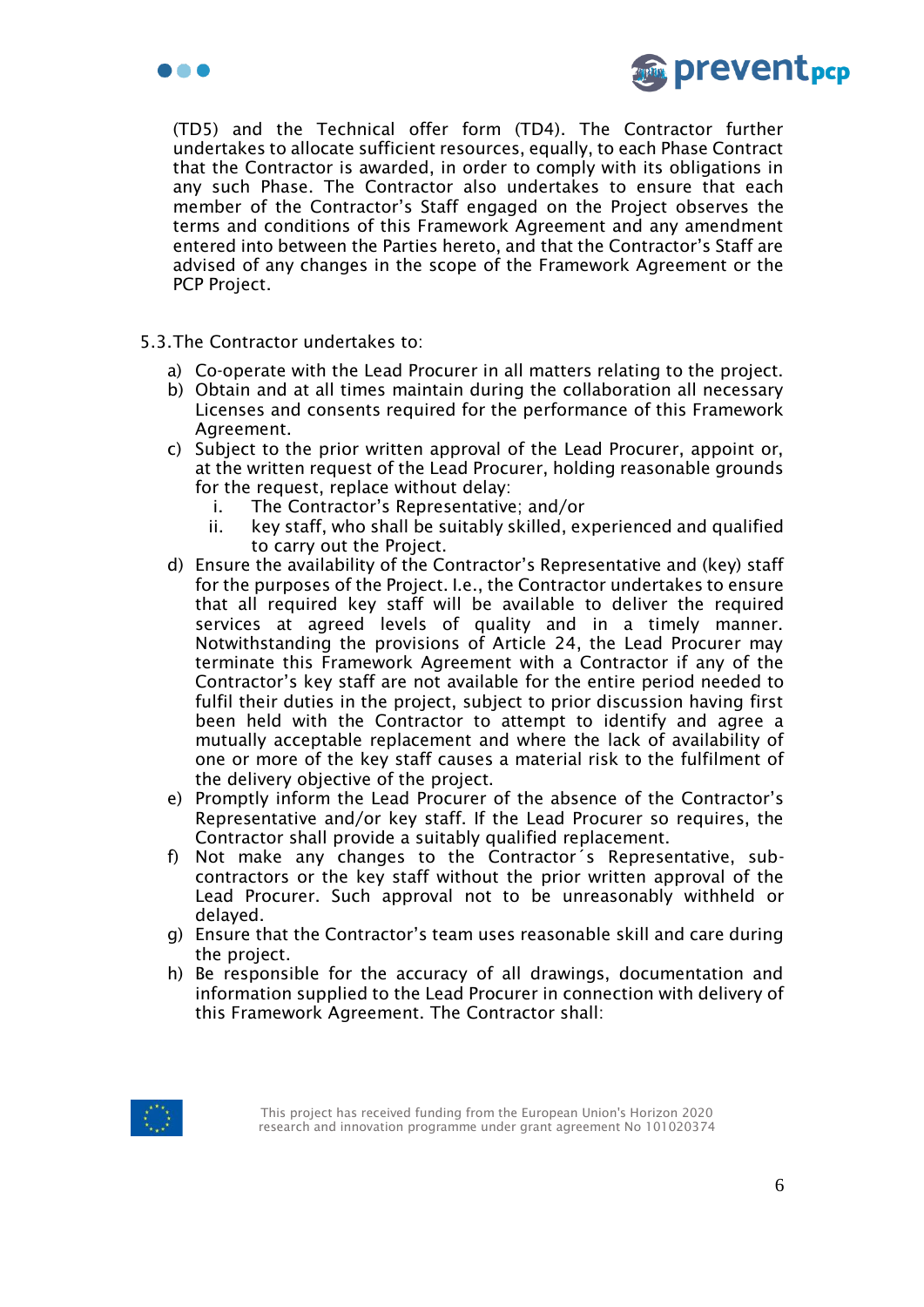(TD5) and the Technical offer form (TD4). The Contractor further undertakes to allocate sufficient resources, equally, to each Phase Contract that the Contractor is awarded, in order to comply with its obligations in any such Phase. The Contractor also undertakes to ensure that each member of the Contractor's Staff engaged on the Project observes the terms and conditions of this Framework Agreement and any amendment entered into between the Parties hereto, and that the Contractor's Staff are advised of any changes in the scope of the Framework Agreement or the PCP Project.

5.3. The Contractor undertakes to:

a) Co-operate with the Lead Procurer in all matters relating to the project.
b) Obtain and at all times maintain during the collaboration all necessary Licenses and consents required for the performance of this Framework Agreement.
c) Subject to the prior written approval of the Lead Procurer, appoint or, at the written request of the Lead Procurer, holding reasonable grounds for the request, replace without delay:
   i. The Contractor's Representative; and/or
   ii. key staff, who shall be suitably skilled, experienced and qualified to carry out the Project.
d) Ensure the availability of the Contractor's Representative and (key) staff for the purposes of the Project. I.e., the Contractor undertakes to ensure that all required key staff will be available to deliver the required services at agreed levels of quality and in a timely manner. Notwithstanding the provisions of Article 24, the Lead Procurer may terminate this Framework Agreement with a Contractor if any of the Contractor's key staff are not available for the entire period needed to fulfil their duties in the project, subject to prior discussion having first been held with the Contractor to attempt to identify and agree a mutually acceptable replacement and where the lack of availability of one or more of the key staff causes a material risk to the fulfilment of the delivery objective of the project.
e) Promptly inform the Lead Procurer of the absence of the Contractor's Representative and/or key staff. If the Lead Procurer so requires, the Contractor shall provide a suitably qualified replacement.
f) Not make any changes to the Contractor´s Representative, sub-contractors or the key staff without the prior written approval of the Lead Procurer. Such approval not to be unreasonably withheld or delayed.
g) Ensure that the Contractor's team uses reasonable skill and care during the project.
h) Be responsible for the accuracy of all drawings, documentation and information supplied to the Lead Procurer in connection with delivery of this Framework Agreement. The Contractor shall: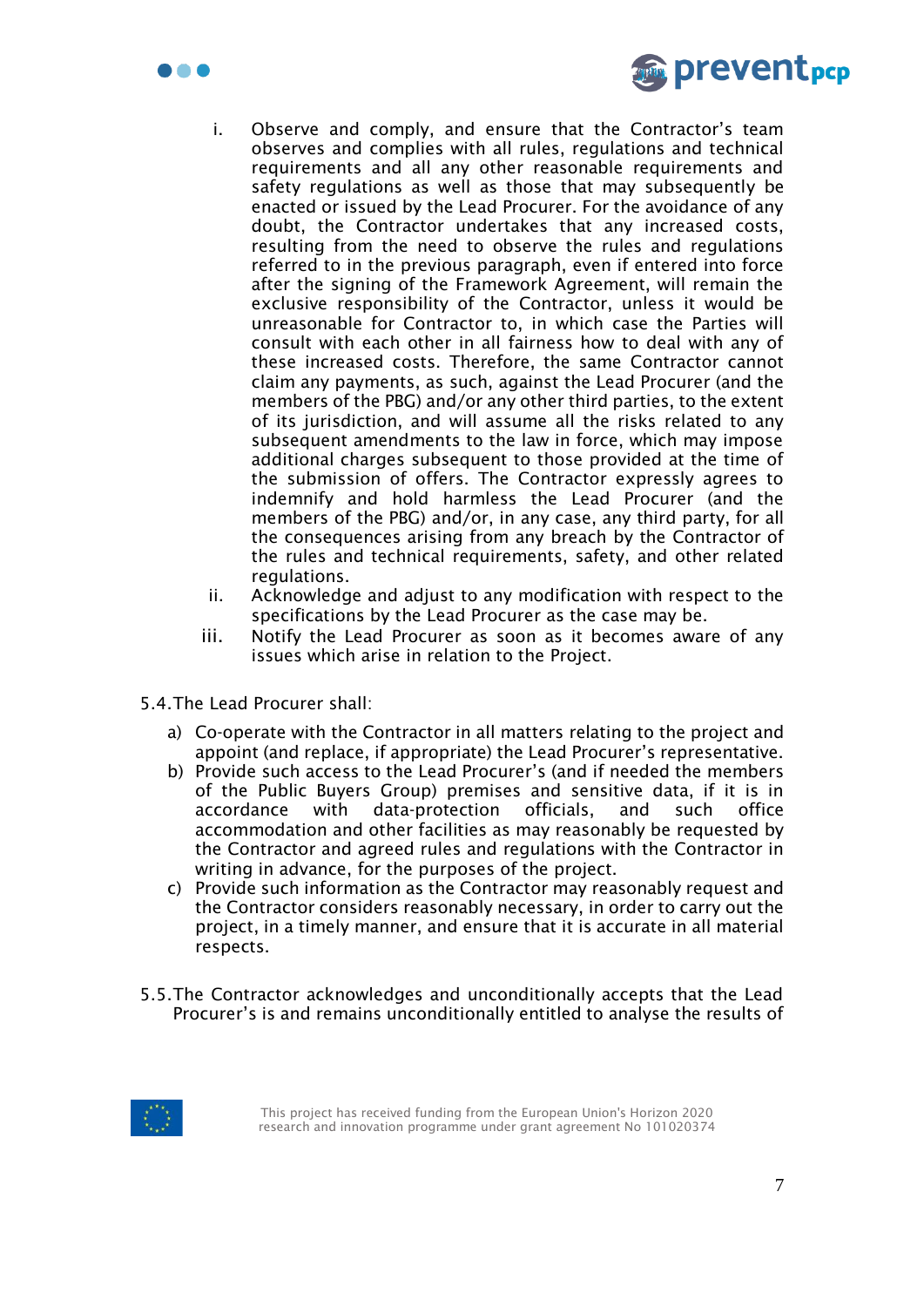i. Observe and comply, and ensure that the Contractor's team observes and complies with all rules, regulations and technical requirements and all any other reasonable requirements and safety regulations as well as those that may subsequently be enacted or issued by the Lead Procurer. For the avoidance of any doubt, the Contractor undertakes that any increased costs, resulting from the need to observe the rules and regulations referred to in the previous paragraph, even if entered into force after the signing of the Framework Agreement, will remain the exclusive responsibility of the Contractor, unless it would be unreasonable for Contractor to, in which case the Parties will consult with each other in all fairness how to deal with any of these increased costs. Therefore, the same Contractor cannot claim any payments, as such, against the Lead Procurer (and the members of the PBG) and/or any other third parties, to the extent of its jurisdiction, and will assume all the risks related to any subsequent amendments to the law in force, which may impose additional charges subsequent to those provided at the time of the submission of offers. The Contractor expressly agrees to indemnify and hold harmless the Lead Procurer (and the members of the PBG) and/or, in any case, any third party, for all the consequences arising from any breach by the Contractor of the rules and technical requirements, safety, and other related regulations.

ii. Acknowledge and adjust to any modification with respect to the specifications by the Lead Procurer as the case may be.

iii. Notify the Lead Procurer as soon as it becomes aware of any issues which arise in relation to the Project.

5.4. The Lead Procurer shall:

a) Co-operate with the Contractor in all matters relating to the project and appoint (and replace, if appropriate) the Lead Procurer's representative.
b) Provide such access to the Lead Procurer's (and if needed the members of the Public Buyers Group) premises and sensitive data, if it is in accordance with data-protection officials, and such office accommodation and other facilities as may reasonably be requested by the Contractor and agreed rules and regulations with the Contractor in writing in advance, for the purposes of the project.
c) Provide such information as the Contractor may reasonably request and the Contractor considers reasonably necessary, in order to carry out the project, in a timely manner, and ensure that it is accurate in all material respects.

5.5. The Contractor acknowledges and unconditionally accepts that the Lead Procurer's is and remains unconditionally entitled to analyse the results of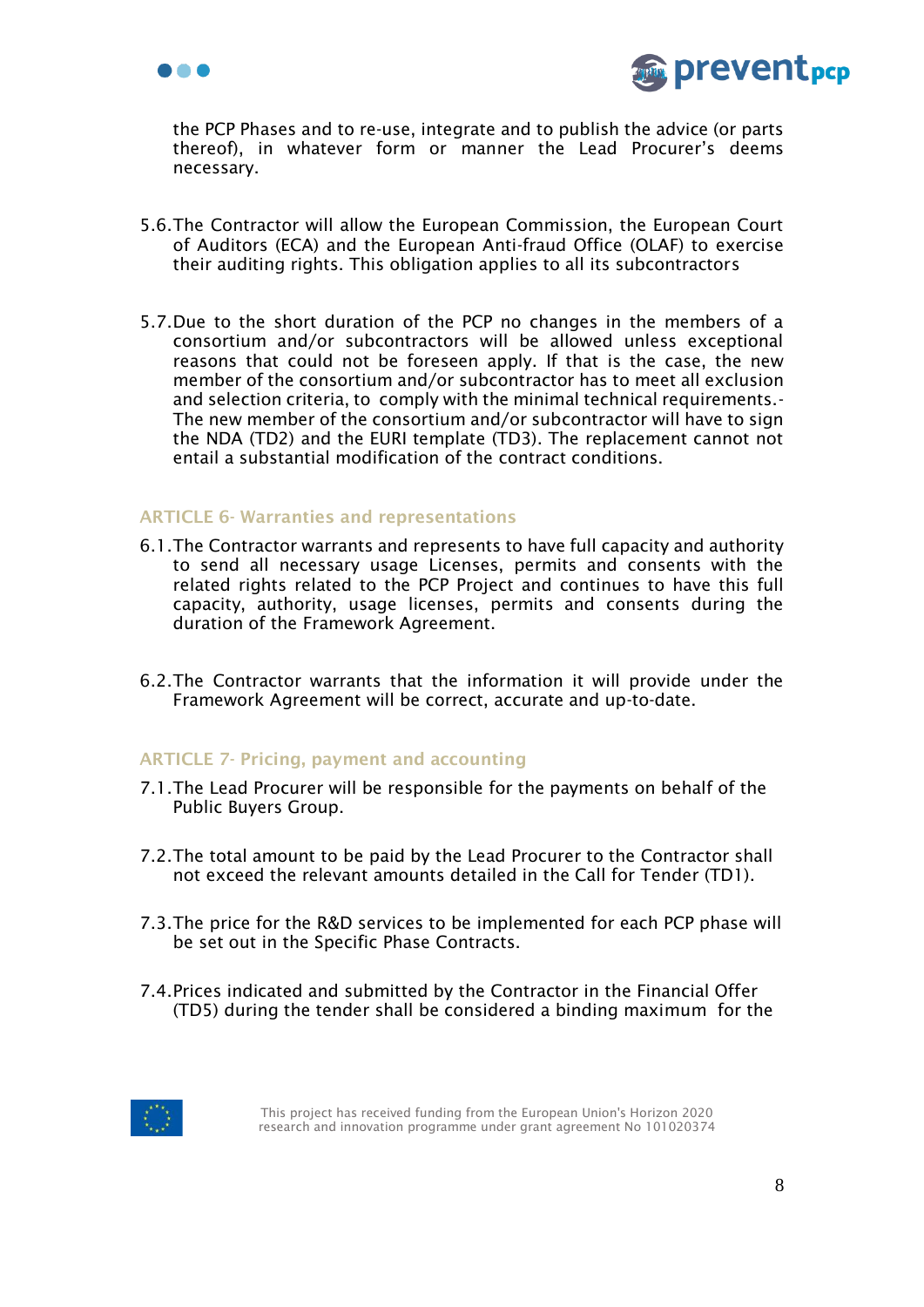the PCP Phases and to re-use, integrate and to publish the advice (or parts thereof), in whatever form or manner the Lead Procurer's deems necessary.

5.6. The Contractor will allow the European Commission, the European Court of Auditors (ECA) and the European Anti-fraud Office (OLAF) to exercise their auditing rights. This obligation applies to all its subcontractors

5.7. Due to the short duration of the PCP no changes in the members of a consortium and/or subcontractors will be allowed unless exceptional reasons that could not be foreseen apply. If that is the case, the new member of the consortium and/or subcontractor has to meet all exclusion and selection criteria, to comply with the minimal technical requirements.- The new member of the consortium and/or subcontractor will have to sign the NDA (TD2) and the EURI template (TD3). The replacement cannot not entail a substantial modification of the contract conditions.

## ARTICLE 6- Warranties and representations

6.1. The Contractor warrants and represents to have full capacity and authority to send all necessary usage Licenses, permits and consents with the related rights related to the PCP Project and continues to have this full capacity, authority, usage licenses, permits and consents during the duration of the Framework Agreement.

6.2. The Contractor warrants that the information it will provide under the Framework Agreement will be correct, accurate and up-to-date.

## ARTICLE 7- Pricing, payment and accounting

7.1. The Lead Procurer will be responsible for the payments on behalf of the Public Buyers Group.

7.2. The total amount to be paid by the Lead Procurer to the Contractor shall not exceed the relevant amounts detailed in the Call for Tender (TD1).

7.3. The price for the R&D services to be implemented for each PCP phase will be set out in the Specific Phase Contracts.

7.4. Prices indicated and submitted by the Contractor in the Financial Offer (TD5) during the tender shall be considered a binding maximum for the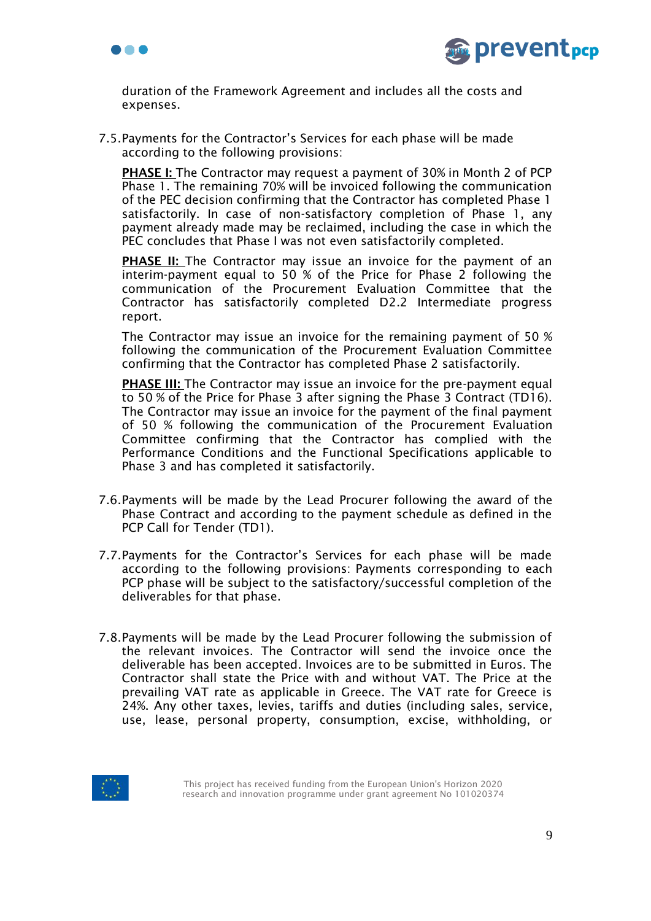duration of the Framework Agreement and includes all the costs and expenses.

7.5. Payments for the Contractor's Services for each phase will be made according to the following provisions:

**PHASE I:** The Contractor may request a payment of 30% in Month 2 of PCP Phase 1. The remaining 70% will be invoiced following the communication of the PEC decision confirming that the Contractor has completed Phase 1 satisfactorily. In case of non-satisfactory completion of Phase 1, any payment already made may be reclaimed, including the case in which the PEC concludes that Phase I was not even satisfactorily completed.

**PHASE II:** The Contractor may issue an invoice for the payment of an interim-payment equal to 50 % of the Price for Phase 2 following the communication of the Procurement Evaluation Committee that the Contractor has satisfactorily completed D2.2 Intermediate progress report.

The Contractor may issue an invoice for the remaining payment of 50 % following the communication of the Procurement Evaluation Committee confirming that the Contractor has completed Phase 2 satisfactorily.

**PHASE III:** The Contractor may issue an invoice for the pre-payment equal to 50 % of the Price for Phase 3 after signing the Phase 3 Contract (TD16). The Contractor may issue an invoice for the payment of the final payment of 50 % following the communication of the Procurement Evaluation Committee confirming that the Contractor has complied with the Performance Conditions and the Functional Specifications applicable to Phase 3 and has completed it satisfactorily.

7.6. Payments will be made by the Lead Procurer following the award of the Phase Contract and according to the payment schedule as defined in the PCP Call for Tender (TD1).

7.7. Payments for the Contractor's Services for each phase will be made according to the following provisions: Payments corresponding to each PCP phase will be subject to the satisfactory/successful completion of the deliverables for that phase.

7.8. Payments will be made by the Lead Procurer following the submission of the relevant invoices. The Contractor will send the invoice once the deliverable has been accepted. Invoices are to be submitted in Euros. The Contractor shall state the Price with and without VAT. The Price at the prevailing VAT rate as applicable in Greece. The VAT rate for Greece is 24%. Any other taxes, levies, tariffs and duties (including sales, service, use, lease, personal property, consumption, excise, withholding, or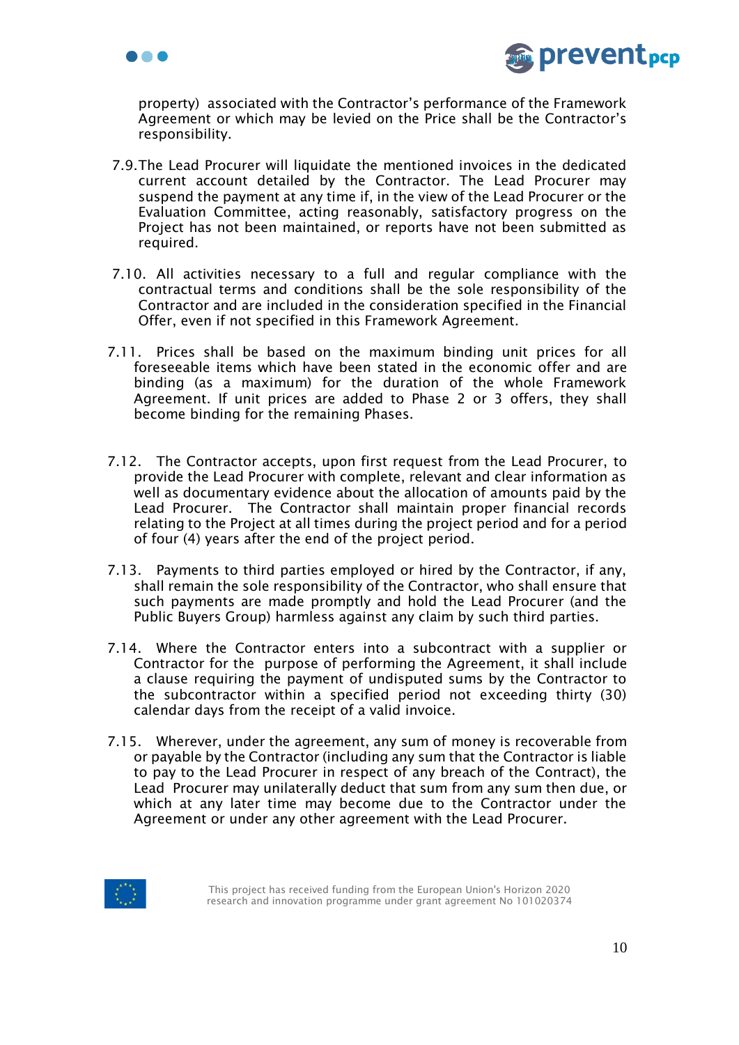property) associated with the Contractor's performance of the Framework Agreement or which may be levied on the Price shall be the Contractor's responsibility.

7.9. The Lead Procurer will liquidate the mentioned invoices in the dedicated current account detailed by the Contractor. The Lead Procurer may suspend the payment at any time if, in the view of the Lead Procurer or the Evaluation Committee, acting reasonably, satisfactory progress on the Project has not been maintained, or reports have not been submitted as required.

7.10. All activities necessary to a full and regular compliance with the contractual terms and conditions shall be the sole responsibility of the Contractor and are included in the consideration specified in the Financial Offer, even if not specified in this Framework Agreement.

7.11. Prices shall be based on the maximum binding unit prices for all foreseeable items which have been stated in the economic offer and are binding (as a maximum) for the duration of the whole Framework Agreement. If unit prices are added to Phase 2 or 3 offers, they shall become binding for the remaining Phases.

7.12. The Contractor accepts, upon first request from the Lead Procurer, to provide the Lead Procurer with complete, relevant and clear information as well as documentary evidence about the allocation of amounts paid by the Lead Procurer. The Contractor shall maintain proper financial records relating to the Project at all times during the project period and for a period of four (4) years after the end of the project period.

7.13. Payments to third parties employed or hired by the Contractor, if any, shall remain the sole responsibility of the Contractor, who shall ensure that such payments are made promptly and hold the Lead Procurer (and the Public Buyers Group) harmless against any claim by such third parties.

7.14. Where the Contractor enters into a subcontract with a supplier or Contractor for the purpose of performing the Agreement, it shall include a clause requiring the payment of undisputed sums by the Contractor to the subcontractor within a specified period not exceeding thirty (30) calendar days from the receipt of a valid invoice.

7.15. Wherever, under the agreement, any sum of money is recoverable from or payable by the Contractor (including any sum that the Contractor is liable to pay to the Lead Procurer in respect of any breach of the Contract), the Lead Procurer may unilaterally deduct that sum from any sum then due, or which at any later time may become due to the Contractor under the Agreement or under any other agreement with the Lead Procurer.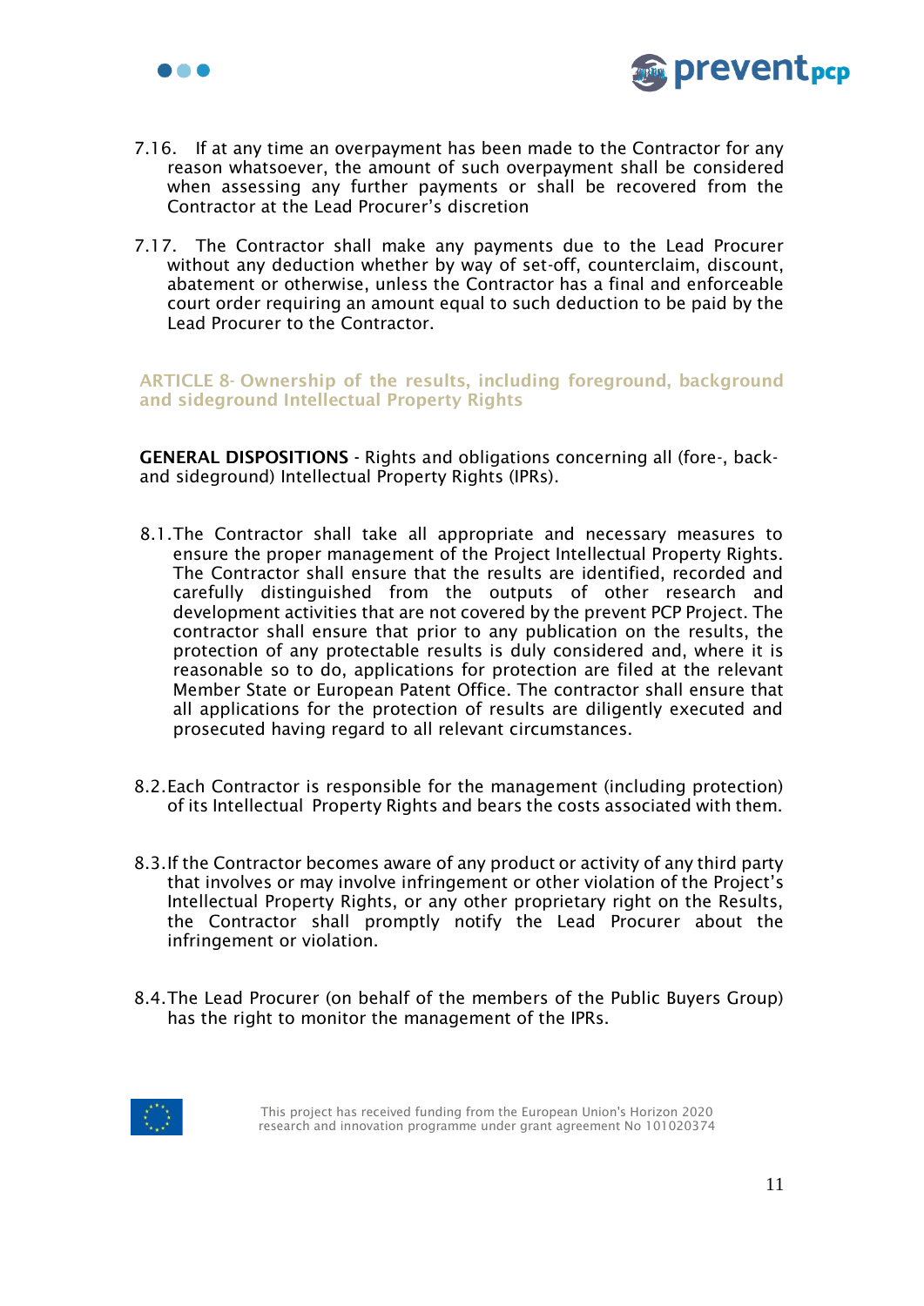7.16. If at any time an overpayment has been made to the Contractor for any reason whatsoever, the amount of such overpayment shall be considered when assessing any further payments or shall be recovered from the Contractor at the Lead Procurer's discretion

7.17. The Contractor shall make any payments due to the Lead Procurer without any deduction whether by way of set-off, counterclaim, discount, abatement or otherwise, unless the Contractor has a final and enforceable court order requiring an amount equal to such deduction to be paid by the Lead Procurer to the Contractor.

## ARTICLE 8- Ownership of the results, including foreground, background and sideground Intellectual Property Rights

**GENERAL DISPOSITIONS** - Rights and obligations concerning all (fore-, back- and sideground) Intellectual Property Rights (IPRs).

8.1. The Contractor shall take all appropriate and necessary measures to ensure the proper management of the Project Intellectual Property Rights. The Contractor shall ensure that the results are identified, recorded and carefully distinguished from the outputs of other research and development activities that are not covered by the prevent PCP Project. The contractor shall ensure that prior to any publication on the results, the protection of any protectable results is duly considered and, where it is reasonable so to do, applications for protection are filed at the relevant Member State or European Patent Office. The contractor shall ensure that all applications for the protection of results are diligently executed and prosecuted having regard to all relevant circumstances.

8.2. Each Contractor is responsible for the management (including protection) of its Intellectual Property Rights and bears the costs associated with them.

8.3. If the Contractor becomes aware of any product or activity of any third party that involves or may involve infringement or other violation of the Project's Intellectual Property Rights, or any other proprietary right on the Results, the Contractor shall promptly notify the Lead Procurer about the infringement or violation.

8.4. The Lead Procurer (on behalf of the members of the Public Buyers Group) has the right to monitor the management of the IPRs.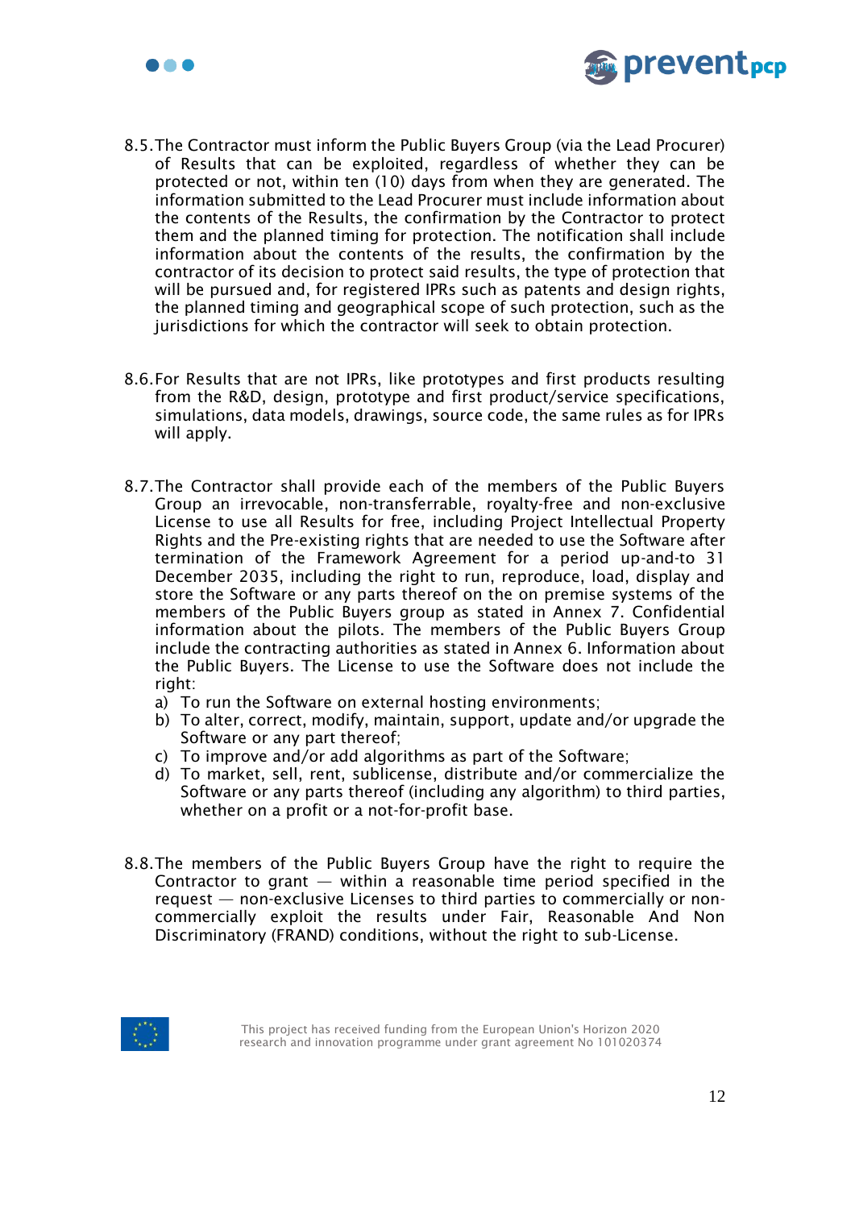8.5. The Contractor must inform the Public Buyers Group (via the Lead Procurer) of Results that can be exploited, regardless of whether they can be protected or not, within ten (10) days from when they are generated. The information submitted to the Lead Procurer must include information about the contents of the Results, the confirmation by the Contractor to protect them and the planned timing for protection. The notification shall include information about the contents of the results, the confirmation by the contractor of its decision to protect said results, the type of protection that will be pursued and, for registered IPRs such as patents and design rights, the planned timing and geographical scope of such protection, such as the jurisdictions for which the contractor will seek to obtain protection.

8.6. For Results that are not IPRs, like prototypes and first products resulting from the R&D, design, prototype and first product/service specifications, simulations, data models, drawings, source code, the same rules as for IPRs will apply.

8.7. The Contractor shall provide each of the members of the Public Buyers Group an irrevocable, non-transferrable, royalty-free and non-exclusive License to use all Results for free, including Project Intellectual Property Rights and the Pre-existing rights that are needed to use the Software after termination of the Framework Agreement for a period up-and-to 31 December 2035, including the right to run, reproduce, load, display and store the Software or any parts thereof on the on premise systems of the members of the Public Buyers group as stated in Annex 7. Confidential information about the pilots. The members of the Public Buyers Group include the contracting authorities as stated in Annex 6. Information about the Public Buyers. The License to use the Software does not include the right:

a) To run the Software on external hosting environments;
b) To alter, correct, modify, maintain, support, update and/or upgrade the Software or any part thereof;
c) To improve and/or add algorithms as part of the Software;
d) To market, sell, rent, sublicense, distribute and/or commercialize the Software or any parts thereof (including any algorithm) to third parties, whether on a profit or a not-for-profit base.

8.8. The members of the Public Buyers Group have the right to require the Contractor to grant — within a reasonable time period specified in the request — non-exclusive Licenses to third parties to commercially or non-commercially exploit the results under Fair, Reasonable And Non Discriminatory (FRAND) conditions, without the right to sub-License.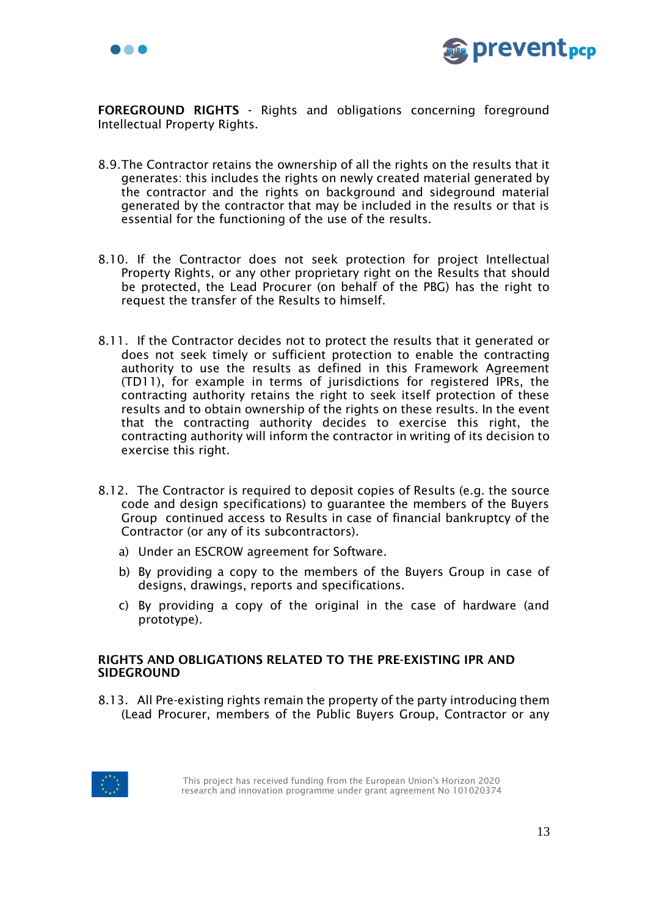**FOREGROUND RIGHTS** - Rights and obligations concerning foreground Intellectual Property Rights.

8.9. The Contractor retains the ownership of all the rights on the results that it generates: this includes the rights on newly created material generated by the contractor and the rights on background and sideground material generated by the contractor that may be included in the results or that is essential for the functioning of the use of the results.

8.10. If the Contractor does not seek protection for project Intellectual Property Rights, or any other proprietary right on the Results that should be protected, the Lead Procurer (on behalf of the PBG) has the right to request the transfer of the Results to himself.

8.11. If the Contractor decides not to protect the results that it generated or does not seek timely or sufficient protection to enable the contracting authority to use the results as defined in this Framework Agreement (TD11), for example in terms of jurisdictions for registered IPRs, the contracting authority retains the right to seek itself protection of these results and to obtain ownership of the rights on these results. In the event that the contracting authority decides to exercise this right, the contracting authority will inform the contractor in writing of its decision to exercise this right.

8.12. The Contractor is required to deposit copies of Results (e.g. the source code and design specifications) to guarantee the members of the Buyers Group continued access to Results in case of financial bankruptcy of the Contractor (or any of its subcontractors).

a) Under an ESCROW agreement for Software.

b) By providing a copy to the members of the Buyers Group in case of designs, drawings, reports and specifications.

c) By providing a copy of the original in the case of hardware (and prototype).

**RIGHTS AND OBLIGATIONS RELATED TO THE PRE-EXISTING IPR AND SIDEGROUND**

8.13. All Pre-existing rights remain the property of the party introducing them (Lead Procurer, members of the Public Buyers Group, Contractor or any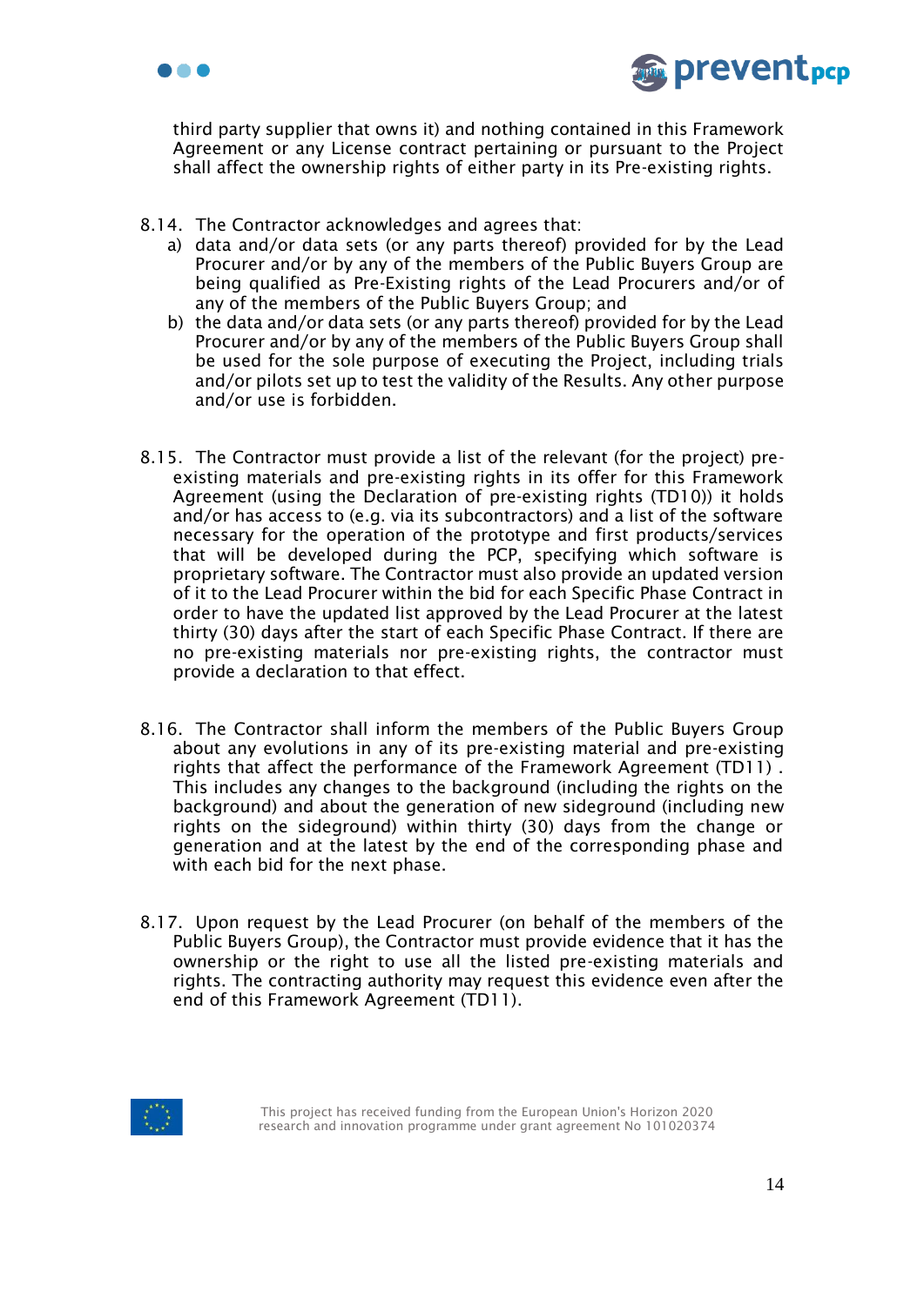third party supplier that owns it) and nothing contained in this Framework Agreement or any License contract pertaining or pursuant to the Project shall affect the ownership rights of either party in its Pre-existing rights.

8.14. The Contractor acknowledges and agrees that:

a) data and/or data sets (or any parts thereof) provided for by the Lead Procurer and/or by any of the members of the Public Buyers Group are being qualified as Pre-Existing rights of the Lead Procurers and/or of any of the members of the Public Buyers Group; and

b) the data and/or data sets (or any parts thereof) provided for by the Lead Procurer and/or by any of the members of the Public Buyers Group shall be used for the sole purpose of executing the Project, including trials and/or pilots set up to test the validity of the Results. Any other purpose and/or use is forbidden.

8.15. The Contractor must provide a list of the relevant (for the project) pre-existing materials and pre-existing rights in its offer for this Framework Agreement (using the Declaration of pre-existing rights (TD10)) it holds and/or has access to (e.g. via its subcontractors) and a list of the software necessary for the operation of the prototype and first products/services that will be developed during the PCP, specifying which software is proprietary software. The Contractor must also provide an updated version of it to the Lead Procurer within the bid for each Specific Phase Contract in order to have the updated list approved by the Lead Procurer at the latest thirty (30) days after the start of each Specific Phase Contract. If there are no pre-existing materials nor pre-existing rights, the contractor must provide a declaration to that effect.

8.16. The Contractor shall inform the members of the Public Buyers Group about any evolutions in any of its pre-existing material and pre-existing rights that affect the performance of the Framework Agreement (TD11) . This includes any changes to the background (including the rights on the background) and about the generation of new sideground (including new rights on the sideground) within thirty (30) days from the change or generation and at the latest by the end of the corresponding phase and with each bid for the next phase.

8.17. Upon request by the Lead Procurer (on behalf of the members of the Public Buyers Group), the Contractor must provide evidence that it has the ownership or the right to use all the listed pre-existing materials and rights. The contracting authority may request this evidence even after the end of this Framework Agreement (TD11).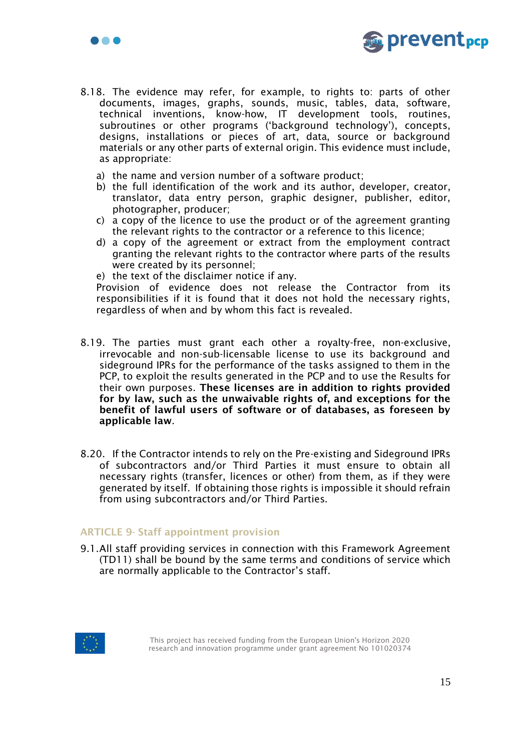8.18. The evidence may refer, for example, to rights to: parts of other documents, images, graphs, sounds, music, tables, data, software, technical inventions, know-how, IT development tools, routines, subroutines or other programs ('background technology'), concepts, designs, installations or pieces of art, data, source or background materials or any other parts of external origin. This evidence must include, as appropriate:

a) the name and version number of a software product;
b) the full identification of the work and its author, developer, creator, translator, data entry person, graphic designer, publisher, editor, photographer, producer;
c) a copy of the licence to use the product or of the agreement granting the relevant rights to the contractor or a reference to this licence;
d) a copy of the agreement or extract from the employment contract granting the relevant rights to the contractor where parts of the results were created by its personnel;
e) the text of the disclaimer notice if any.

Provision of evidence does not release the Contractor from its responsibilities if it is found that it does not hold the necessary rights, regardless of when and by whom this fact is revealed.

8.19. The parties must grant each other a royalty-free, non-exclusive, irrevocable and non-sub-licensable license to use its background and sideground IPRs for the performance of the tasks assigned to them in the PCP, to exploit the results generated in the PCP and to use the Results for their own purposes. **These licenses are in addition to rights provided for by law, such as the unwaivable rights of, and exceptions for the benefit of lawful users of software or of databases, as foreseen by applicable law**.

8.20. If the Contractor intends to rely on the Pre-existing and Sideground IPRs of subcontractors and/or Third Parties it must ensure to obtain all necessary rights (transfer, licences or other) from them, as if they were generated by itself. If obtaining those rights is impossible it should refrain from using subcontractors and/or Third Parties.

## ARTICLE 9- Staff appointment provision

9.1. All staff providing services in connection with this Framework Agreement (TD11) shall be bound by the same terms and conditions of service which are normally applicable to the Contractor's staff.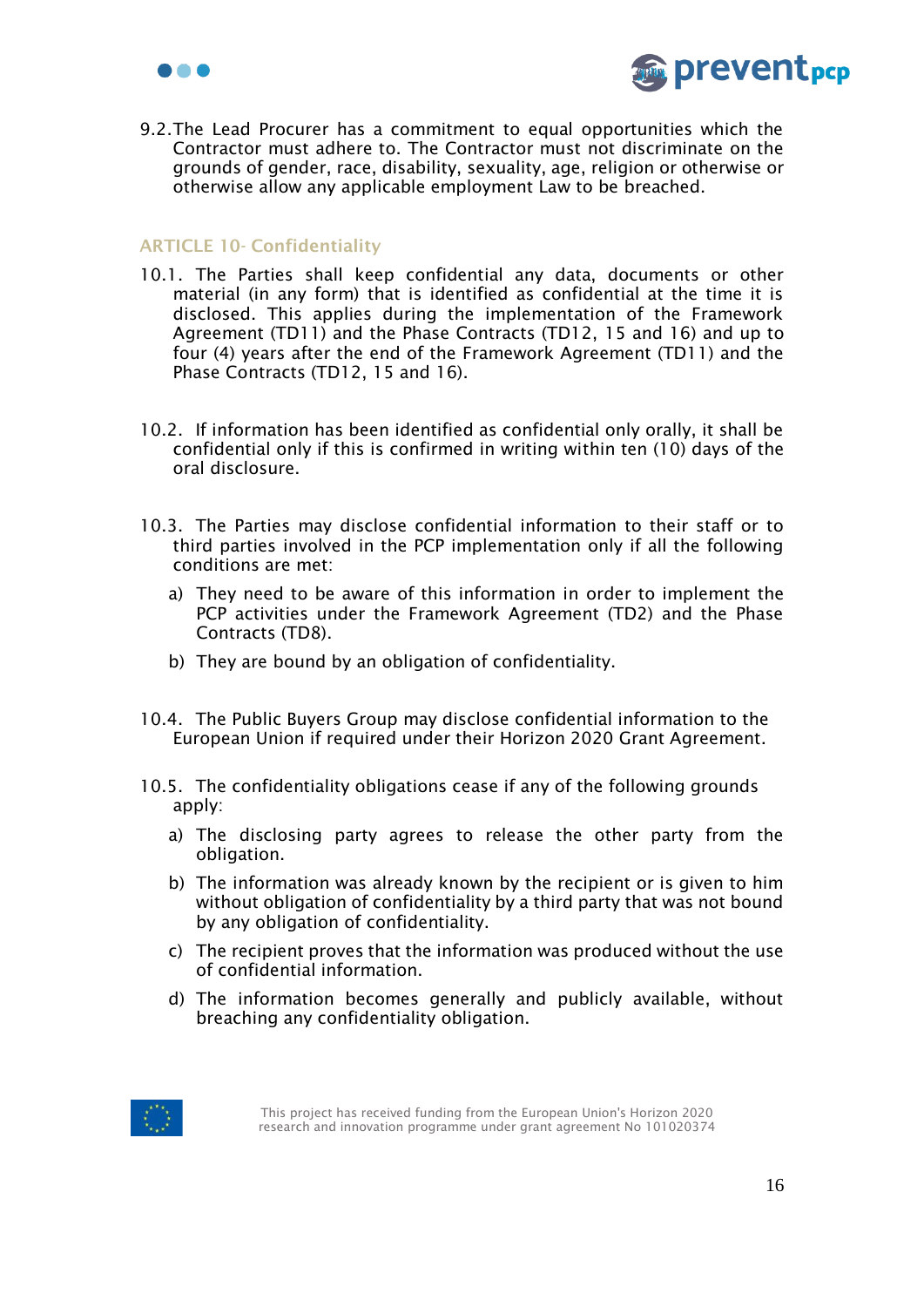9.2. The Lead Procurer has a commitment to equal opportunities which the Contractor must adhere to. The Contractor must not discriminate on the grounds of gender, race, disability, sexuality, age, religion or otherwise or otherwise allow any applicable employment Law to be breached.

## ARTICLE 10- Confidentiality

10.1. The Parties shall keep confidential any data, documents or other material (in any form) that is identified as confidential at the time it is disclosed. This applies during the implementation of the Framework Agreement (TD11) and the Phase Contracts (TD12, 15 and 16) and up to four (4) years after the end of the Framework Agreement (TD11) and the Phase Contracts (TD12, 15 and 16).

10.2. If information has been identified as confidential only orally, it shall be confidential only if this is confirmed in writing within ten (10) days of the oral disclosure.

10.3. The Parties may disclose confidential information to their staff or to third parties involved in the PCP implementation only if all the following conditions are met:

a) They need to be aware of this information in order to implement the PCP activities under the Framework Agreement (TD2) and the Phase Contracts (TD8).

b) They are bound by an obligation of confidentiality.

10.4. The Public Buyers Group may disclose confidential information to the European Union if required under their Horizon 2020 Grant Agreement.

10.5. The confidentiality obligations cease if any of the following grounds apply:

a) The disclosing party agrees to release the other party from the obligation.

b) The information was already known by the recipient or is given to him without obligation of confidentiality by a third party that was not bound by any obligation of confidentiality.

c) The recipient proves that the information was produced without the use of confidential information.

d) The information becomes generally and publicly available, without breaching any confidentiality obligation.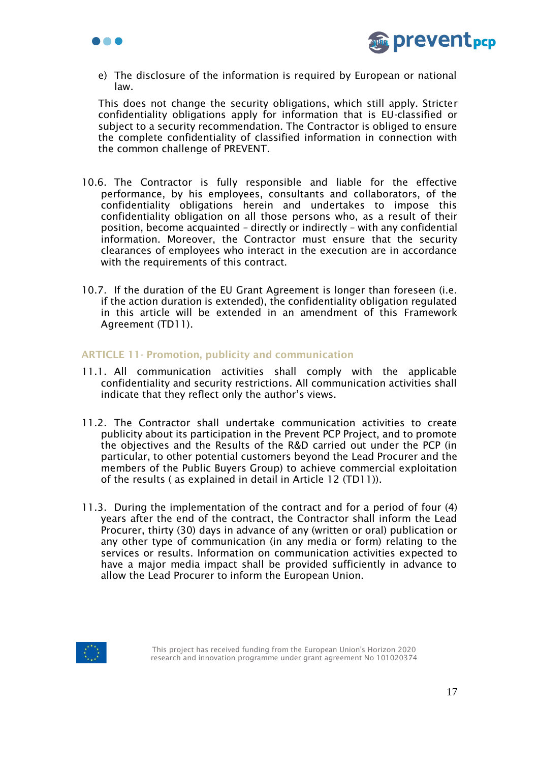e) The disclosure of the information is required by European or national law.

This does not change the security obligations, which still apply. Stricter confidentiality obligations apply for information that is EU-classified or subject to a security recommendation. The Contractor is obliged to ensure the complete confidentiality of classified information in connection with the common challenge of PREVENT.

10.6. The Contractor is fully responsible and liable for the effective performance, by his employees, consultants and collaborators, of the confidentiality obligations herein and undertakes to impose this confidentiality obligation on all those persons who, as a result of their position, become acquainted – directly or indirectly – with any confidential information. Moreover, the Contractor must ensure that the security clearances of employees who interact in the execution are in accordance with the requirements of this contract.

10.7. If the duration of the EU Grant Agreement is longer than foreseen (i.e. if the action duration is extended), the confidentiality obligation regulated in this article will be extended in an amendment of this Framework Agreement (TD11).

## ARTICLE 11- Promotion, publicity and communication

11.1. All communication activities shall comply with the applicable confidentiality and security restrictions. All communication activities shall indicate that they reflect only the author's views.

11.2. The Contractor shall undertake communication activities to create publicity about its participation in the Prevent PCP Project, and to promote the objectives and the Results of the R&D carried out under the PCP (in particular, to other potential customers beyond the Lead Procurer and the members of the Public Buyers Group) to achieve commercial exploitation of the results ( as explained in detail in Article 12 (TD11)).

11.3. During the implementation of the contract and for a period of four (4) years after the end of the contract, the Contractor shall inform the Lead Procurer, thirty (30) days in advance of any (written or oral) publication or any other type of communication (in any media or form) relating to the services or results. Information on communication activities expected to have a major media impact shall be provided sufficiently in advance to allow the Lead Procurer to inform the European Union.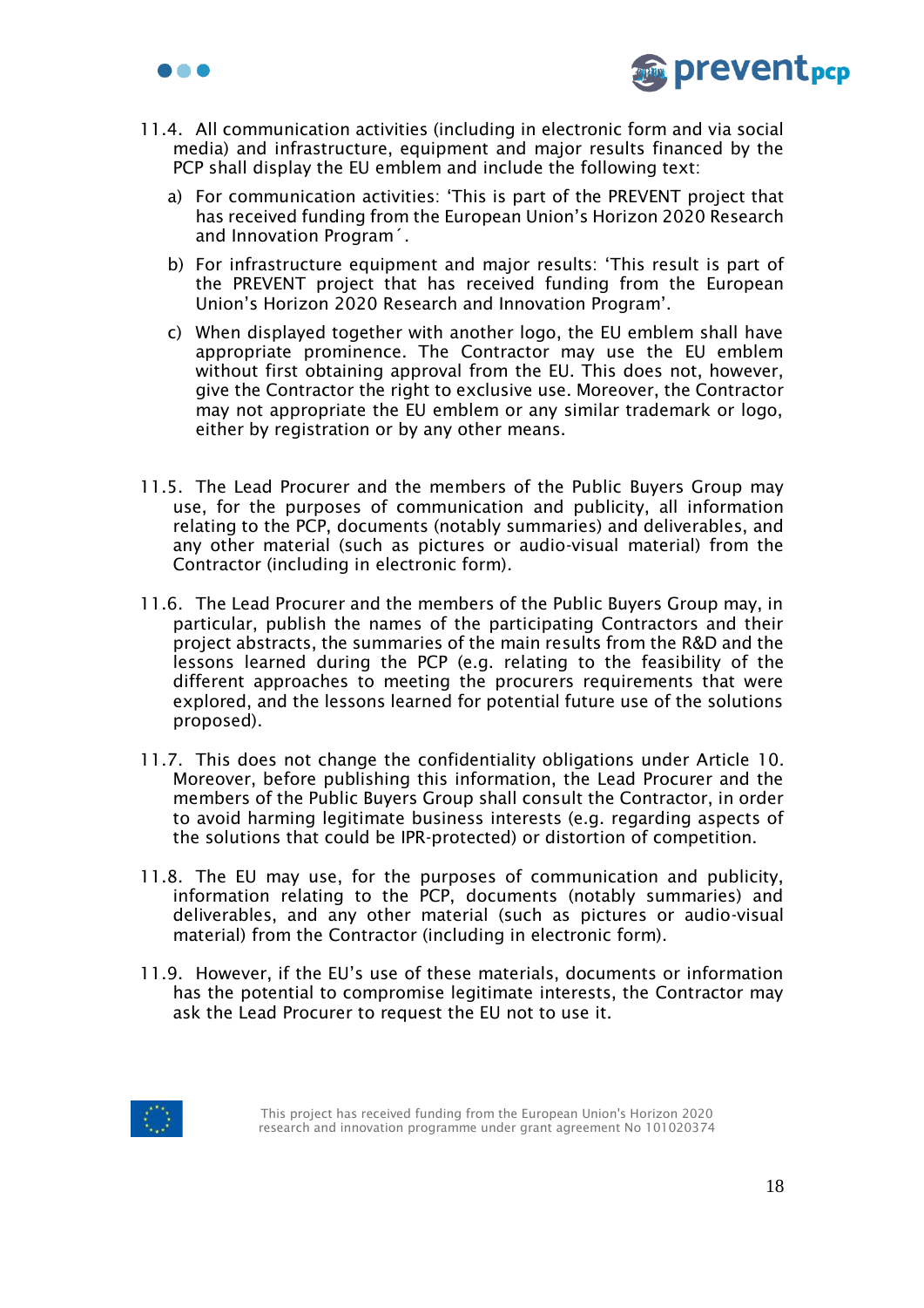11.4. All communication activities (including in electronic form and via social media) and infrastructure, equipment and major results financed by the PCP shall display the EU emblem and include the following text:

a) For communication activities: ‘This is part of the PREVENT project that has received funding from the European Union’s Horizon 2020 Research and Innovation Program´.

b) For infrastructure equipment and major results: ‘This result is part of the PREVENT project that has received funding from the European Union’s Horizon 2020 Research and Innovation Program’.

c) When displayed together with another logo, the EU emblem shall have appropriate prominence. The Contractor may use the EU emblem without first obtaining approval from the EU. This does not, however, give the Contractor the right to exclusive use. Moreover, the Contractor may not appropriate the EU emblem or any similar trademark or logo, either by registration or by any other means.

11.5. The Lead Procurer and the members of the Public Buyers Group may use, for the purposes of communication and publicity, all information relating to the PCP, documents (notably summaries) and deliverables, and any other material (such as pictures or audio-visual material) from the Contractor (including in electronic form).

11.6. The Lead Procurer and the members of the Public Buyers Group may, in particular, publish the names of the participating Contractors and their project abstracts, the summaries of the main results from the R&D and the lessons learned during the PCP (e.g. relating to the feasibility of the different approaches to meeting the procurers requirements that were explored, and the lessons learned for potential future use of the solutions proposed).

11.7. This does not change the confidentiality obligations under Article 10. Moreover, before publishing this information, the Lead Procurer and the members of the Public Buyers Group shall consult the Contractor, in order to avoid harming legitimate business interests (e.g. regarding aspects of the solutions that could be IPR-protected) or distortion of competition.

11.8. The EU may use, for the purposes of communication and publicity, information relating to the PCP, documents (notably summaries) and deliverables, and any other material (such as pictures or audio-visual material) from the Contractor (including in electronic form).

11.9. However, if the EU’s use of these materials, documents or information has the potential to compromise legitimate interests, the Contractor may ask the Lead Procurer to request the EU not to use it.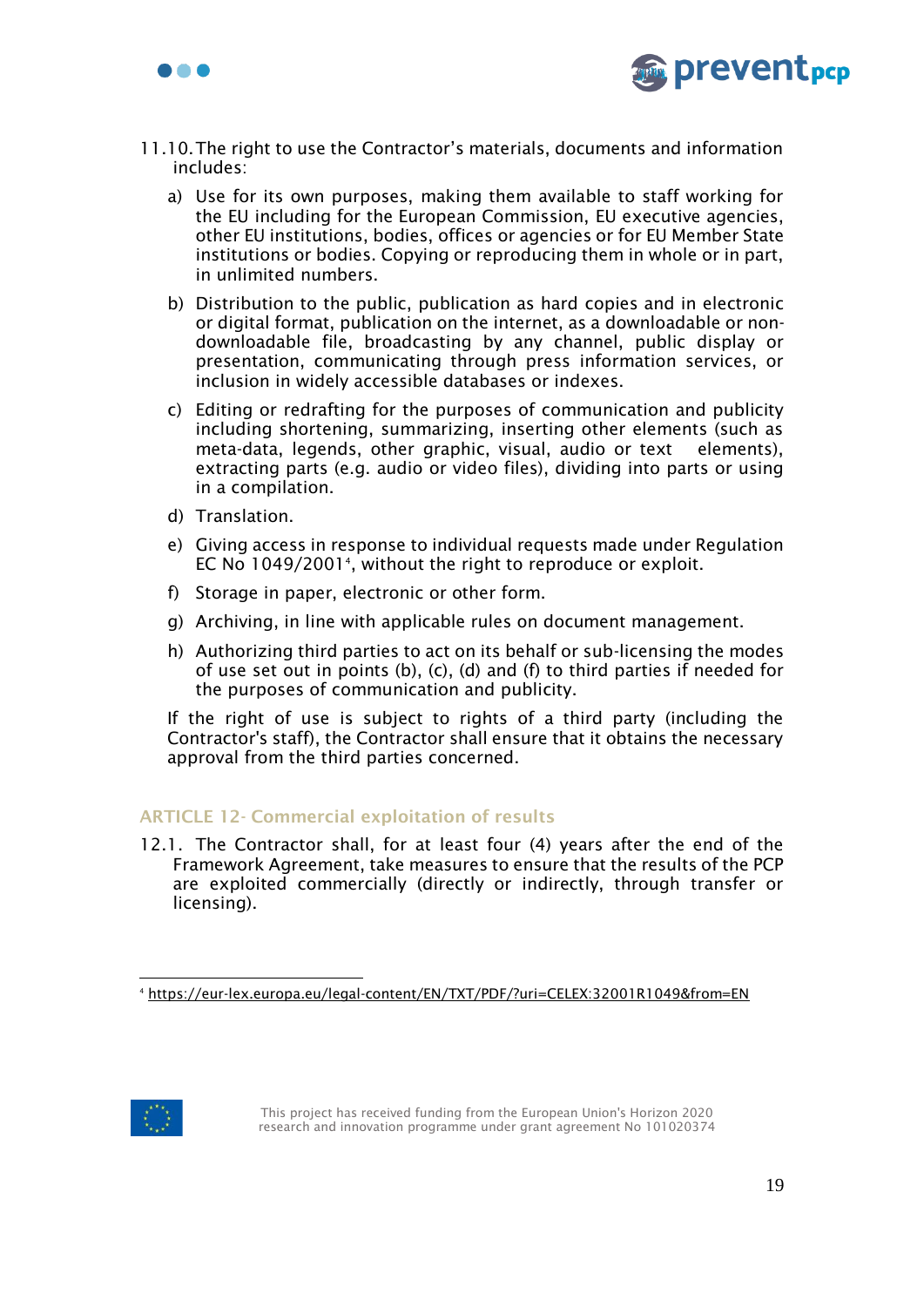11.10. The right to use the Contractor's materials, documents and information includes:

a) Use for its own purposes, making them available to staff working for the EU including for the European Commission, EU executive agencies, other EU institutions, bodies, offices or agencies or for EU Member State institutions or bodies. Copying or reproducing them in whole or in part, in unlimited numbers.

b) Distribution to the public, publication as hard copies and in electronic or digital format, publication on the internet, as a downloadable or non-downloadable file, broadcasting by any channel, public display or presentation, communicating through press information services, or inclusion in widely accessible databases or indexes.

c) Editing or redrafting for the purposes of communication and publicity including shortening, summarizing, inserting other elements (such as meta-data, legends, other graphic, visual, audio or text elements), extracting parts (e.g. audio or video files), dividing into parts or using in a compilation.

d) Translation.

e) Giving access in response to individual requests made under Regulation EC No 1049/2001[4], without the right to reproduce or exploit.

f) Storage in paper, electronic or other form.

g) Archiving, in line with applicable rules on document management.

h) Authorizing third parties to act on its behalf or sub-licensing the modes of use set out in points (b), (c), (d) and (f) to third parties if needed for the purposes of communication and publicity.

If the right of use is subject to rights of a third party (including the Contractor's staff), the Contractor shall ensure that it obtains the necessary approval from the third parties concerned.

## ARTICLE 12- Commercial exploitation of results

12.1. The Contractor shall, for at least four (4) years after the end of the Framework Agreement, take measures to ensure that the results of the PCP are exploited commercially (directly or indirectly, through transfer or licensing).

[4] https://eur-lex.europa.eu/legal-content/EN/TXT/PDF/?uri=CELEX:32001R1049&from=EN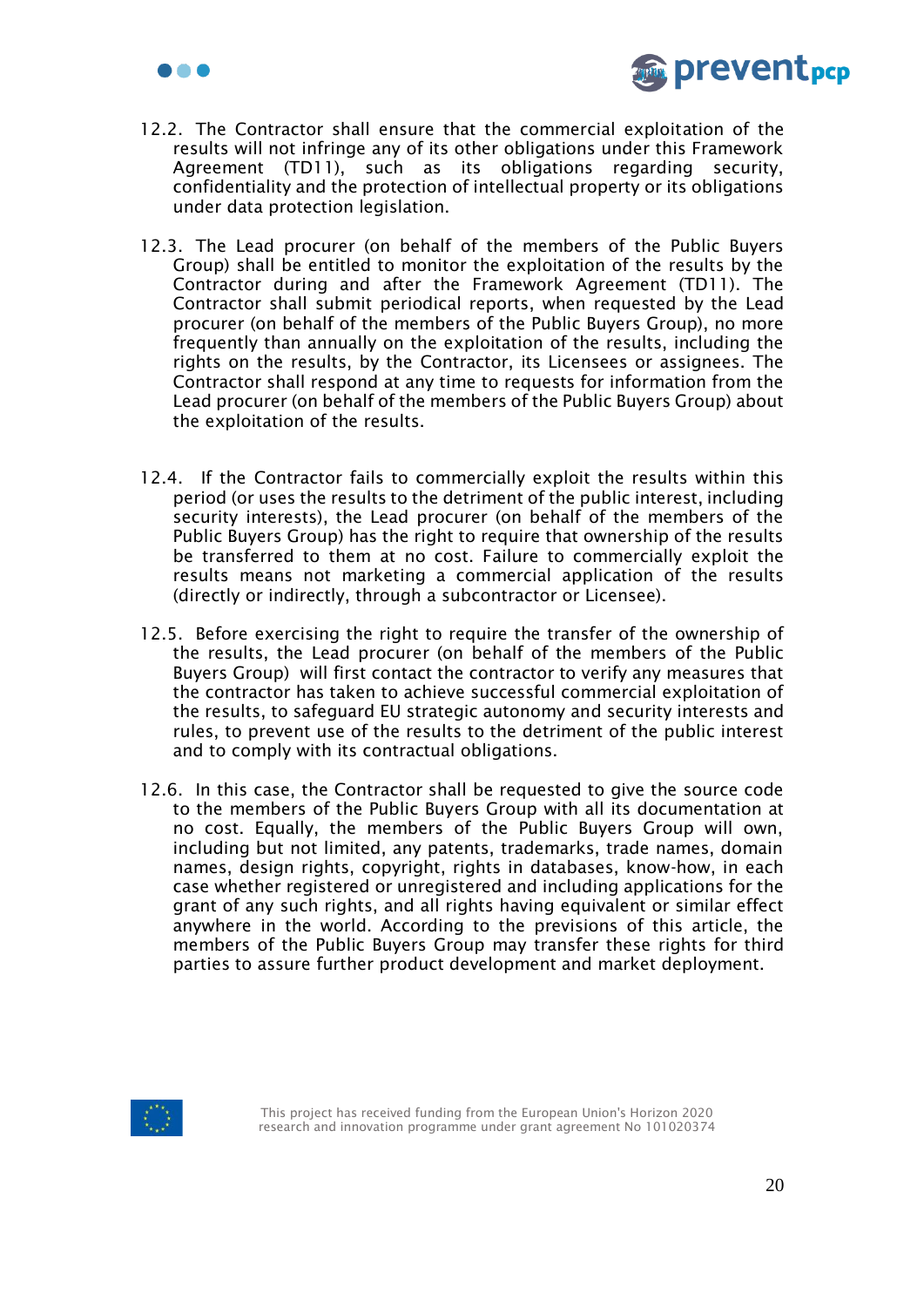12.2. The Contractor shall ensure that the commercial exploitation of the results will not infringe any of its other obligations under this Framework Agreement (TD11), such as its obligations regarding security, confidentiality and the protection of intellectual property or its obligations under data protection legislation.

12.3. The Lead procurer (on behalf of the members of the Public Buyers Group) shall be entitled to monitor the exploitation of the results by the Contractor during and after the Framework Agreement (TD11). The Contractor shall submit periodical reports, when requested by the Lead procurer (on behalf of the members of the Public Buyers Group), no more frequently than annually on the exploitation of the results, including the rights on the results, by the Contractor, its Licensees or assignees. The Contractor shall respond at any time to requests for information from the Lead procurer (on behalf of the members of the Public Buyers Group) about the exploitation of the results.

12.4. If the Contractor fails to commercially exploit the results within this period (or uses the results to the detriment of the public interest, including security interests), the Lead procurer (on behalf of the members of the Public Buyers Group) has the right to require that ownership of the results be transferred to them at no cost. Failure to commercially exploit the results means not marketing a commercial application of the results (directly or indirectly, through a subcontractor or Licensee).

12.5. Before exercising the right to require the transfer of the ownership of the results, the Lead procurer (on behalf of the members of the Public Buyers Group) will first contact the contractor to verify any measures that the contractor has taken to achieve successful commercial exploitation of the results, to safeguard EU strategic autonomy and security interests and rules, to prevent use of the results to the detriment of the public interest and to comply with its contractual obligations.

12.6. In this case, the Contractor shall be requested to give the source code to the members of the Public Buyers Group with all its documentation at no cost. Equally, the members of the Public Buyers Group will own, including but not limited, any patents, trademarks, trade names, domain names, design rights, copyright, rights in databases, know-how, in each case whether registered or unregistered and including applications for the grant of any such rights, and all rights having equivalent or similar effect anywhere in the world. According to the previsions of this article, the members of the Public Buyers Group may transfer these rights for third parties to assure further product development and market deployment.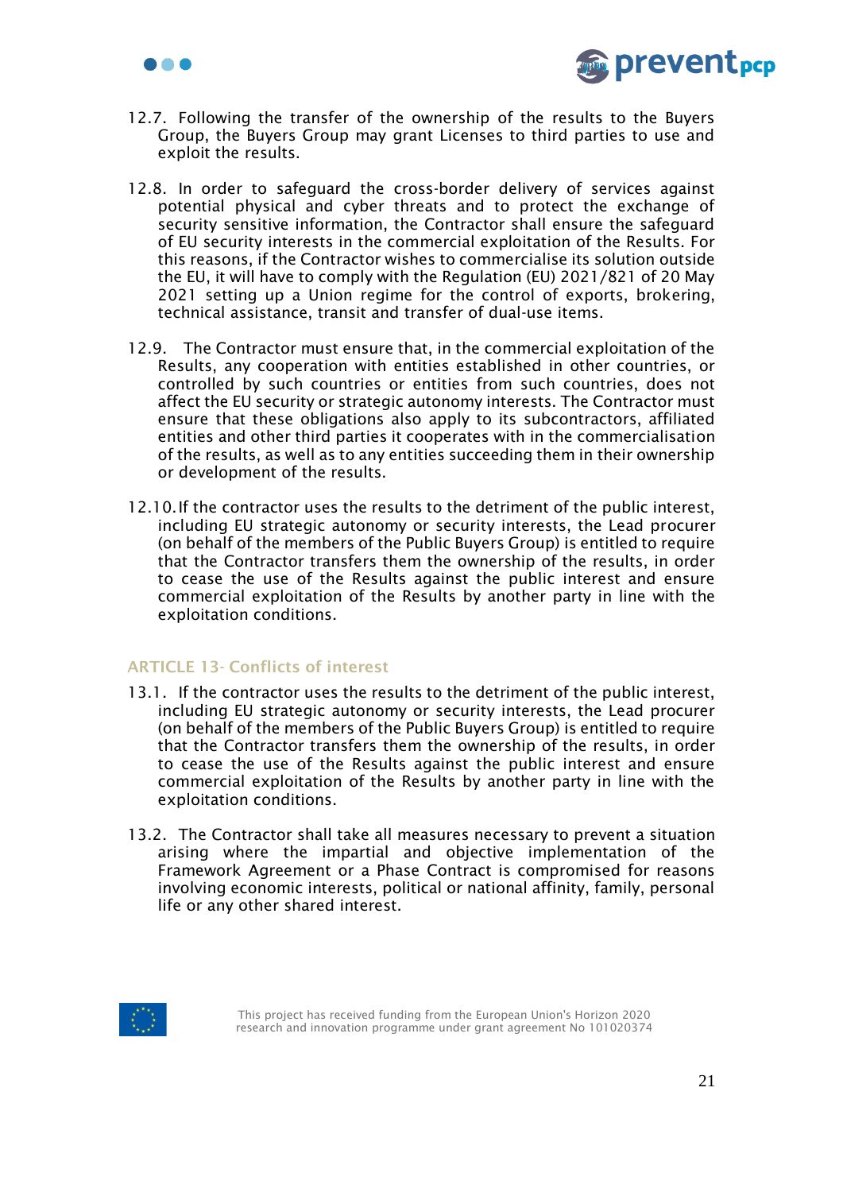12.7. Following the transfer of the ownership of the results to the Buyers Group, the Buyers Group may grant Licenses to third parties to use and exploit the results.

12.8. In order to safeguard the cross-border delivery of services against potential physical and cyber threats and to protect the exchange of security sensitive information, the Contractor shall ensure the safeguard of EU security interests in the commercial exploitation of the Results. For this reasons, if the Contractor wishes to commercialise its solution outside the EU, it will have to comply with the Regulation (EU) 2021/821 of 20 May 2021 setting up a Union regime for the control of exports, brokering, technical assistance, transit and transfer of dual-use items.

12.9. The Contractor must ensure that, in the commercial exploitation of the Results, any cooperation with entities established in other countries, or controlled by such countries or entities from such countries, does not affect the EU security or strategic autonomy interests. The Contractor must ensure that these obligations also apply to its subcontractors, affiliated entities and other third parties it cooperates with in the commercialisation of the results, as well as to any entities succeeding them in their ownership or development of the results.

12.10. If the contractor uses the results to the detriment of the public interest, including EU strategic autonomy or security interests, the Lead procurer (on behalf of the members of the Public Buyers Group) is entitled to require that the Contractor transfers them the ownership of the results, in order to cease the use of the Results against the public interest and ensure commercial exploitation of the Results by another party in line with the exploitation conditions.

## ARTICLE 13- Conflicts of interest

13.1. If the contractor uses the results to the detriment of the public interest, including EU strategic autonomy or security interests, the Lead procurer (on behalf of the members of the Public Buyers Group) is entitled to require that the Contractor transfers them the ownership of the results, in order to cease the use of the Results against the public interest and ensure commercial exploitation of the Results by another party in line with the exploitation conditions.

13.2. The Contractor shall take all measures necessary to prevent a situation arising where the impartial and objective implementation of the Framework Agreement or a Phase Contract is compromised for reasons involving economic interests, political or national affinity, family, personal life or any other shared interest.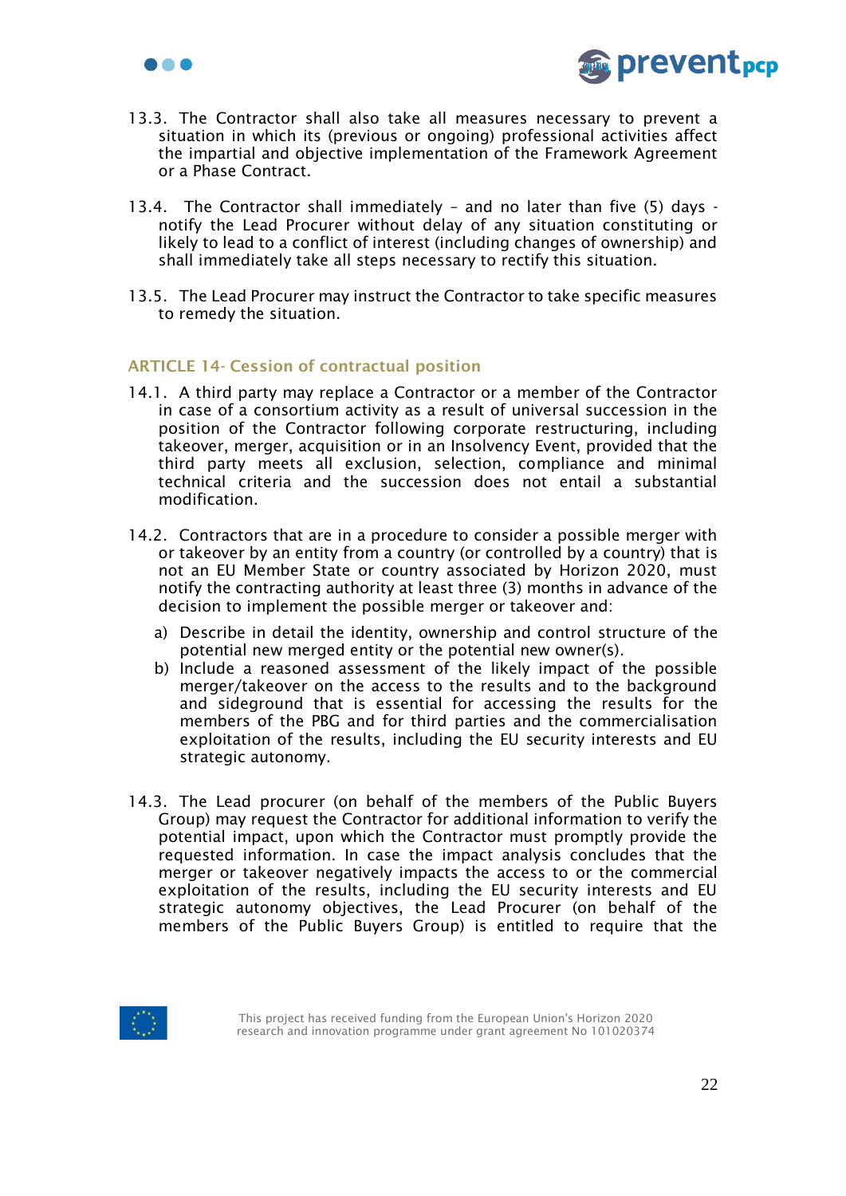13.3. The Contractor shall also take all measures necessary to prevent a situation in which its (previous or ongoing) professional activities affect the impartial and objective implementation of the Framework Agreement or a Phase Contract.

13.4. The Contractor shall immediately – and no later than five (5) days - notify the Lead Procurer without delay of any situation constituting or likely to lead to a conflict of interest (including changes of ownership) and shall immediately take all steps necessary to rectify this situation.

13.5. The Lead Procurer may instruct the Contractor to take specific measures to remedy the situation.

## ARTICLE 14- Cession of contractual position

14.1. A third party may replace a Contractor or a member of the Contractor in case of a consortium activity as a result of universal succession in the position of the Contractor following corporate restructuring, including takeover, merger, acquisition or in an Insolvency Event, provided that the third party meets all exclusion, selection, compliance and minimal technical criteria and the succession does not entail a substantial modification.

14.2. Contractors that are in a procedure to consider a possible merger with or takeover by an entity from a country (or controlled by a country) that is not an EU Member State or country associated by Horizon 2020, must notify the contracting authority at least three (3) months in advance of the decision to implement the possible merger or takeover and:

a) Describe in detail the identity, ownership and control structure of the potential new merged entity or the potential new owner(s).
b) Include a reasoned assessment of the likely impact of the possible merger/takeover on the access to the results and to the background and sideground that is essential for accessing the results for the members of the PBG and for third parties and the commercialisation exploitation of the results, including the EU security interests and EU strategic autonomy.

14.3. The Lead procurer (on behalf of the members of the Public Buyers Group) may request the Contractor for additional information to verify the potential impact, upon which the Contractor must promptly provide the requested information. In case the impact analysis concludes that the merger or takeover negatively impacts the access to or the commercial exploitation of the results, including the EU security interests and EU strategic autonomy objectives, the Lead Procurer (on behalf of the members of the Public Buyers Group) is entitled to require that the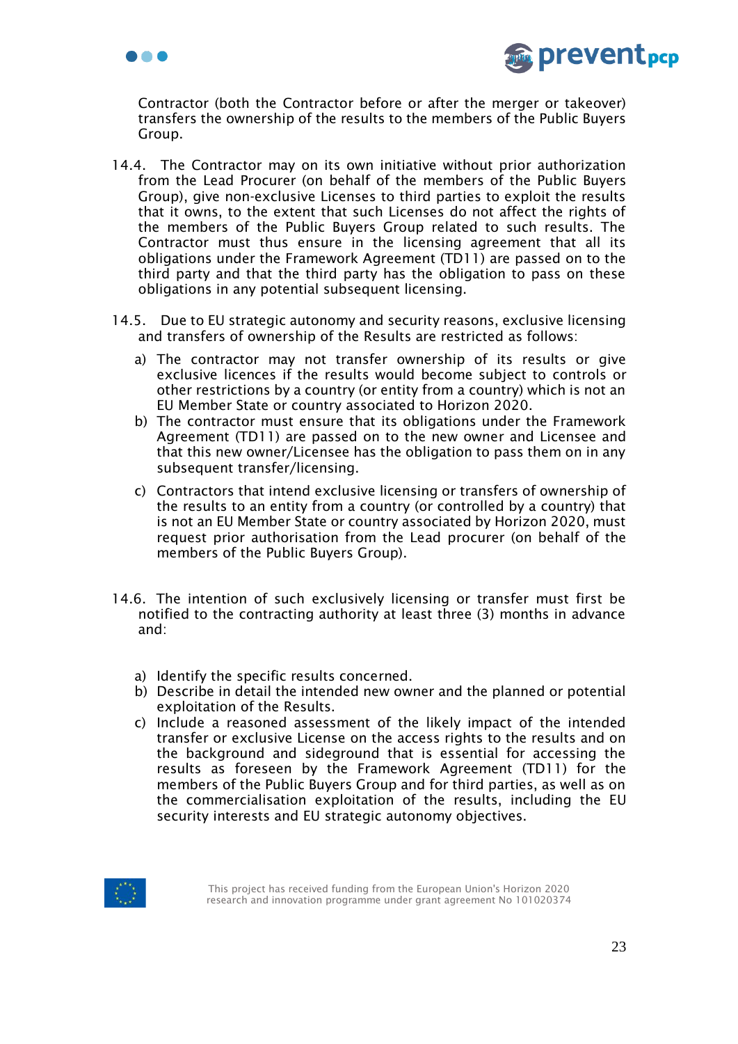Contractor (both the Contractor before or after the merger or takeover) transfers the ownership of the results to the members of the Public Buyers Group.

14.4. The Contractor may on its own initiative without prior authorization from the Lead Procurer (on behalf of the members of the Public Buyers Group), give non-exclusive Licenses to third parties to exploit the results that it owns, to the extent that such Licenses do not affect the rights of the members of the Public Buyers Group related to such results. The Contractor must thus ensure in the licensing agreement that all its obligations under the Framework Agreement (TD11) are passed on to the third party and that the third party has the obligation to pass on these obligations in any potential subsequent licensing.

14.5. Due to EU strategic autonomy and security reasons, exclusive licensing and transfers of ownership of the Results are restricted as follows:

a) The contractor may not transfer ownership of its results or give exclusive licences if the results would become subject to controls or other restrictions by a country (or entity from a country) which is not an EU Member State or country associated to Horizon 2020.
b) The contractor must ensure that its obligations under the Framework Agreement (TD11) are passed on to the new owner and Licensee and that this new owner/Licensee has the obligation to pass them on in any subsequent transfer/licensing.
c) Contractors that intend exclusive licensing or transfers of ownership of the results to an entity from a country (or controlled by a country) that is not an EU Member State or country associated by Horizon 2020, must request prior authorisation from the Lead procurer (on behalf of the members of the Public Buyers Group).

14.6. The intention of such exclusively licensing or transfer must first be notified to the contracting authority at least three (3) months in advance and:

a) Identify the specific results concerned.
b) Describe in detail the intended new owner and the planned or potential exploitation of the Results.
c) Include a reasoned assessment of the likely impact of the intended transfer or exclusive License on the access rights to the results and on the background and sideground that is essential for accessing the results as foreseen by the Framework Agreement (TD11) for the members of the Public Buyers Group and for third parties, as well as on the commercialisation exploitation of the results, including the EU security interests and EU strategic autonomy objectives.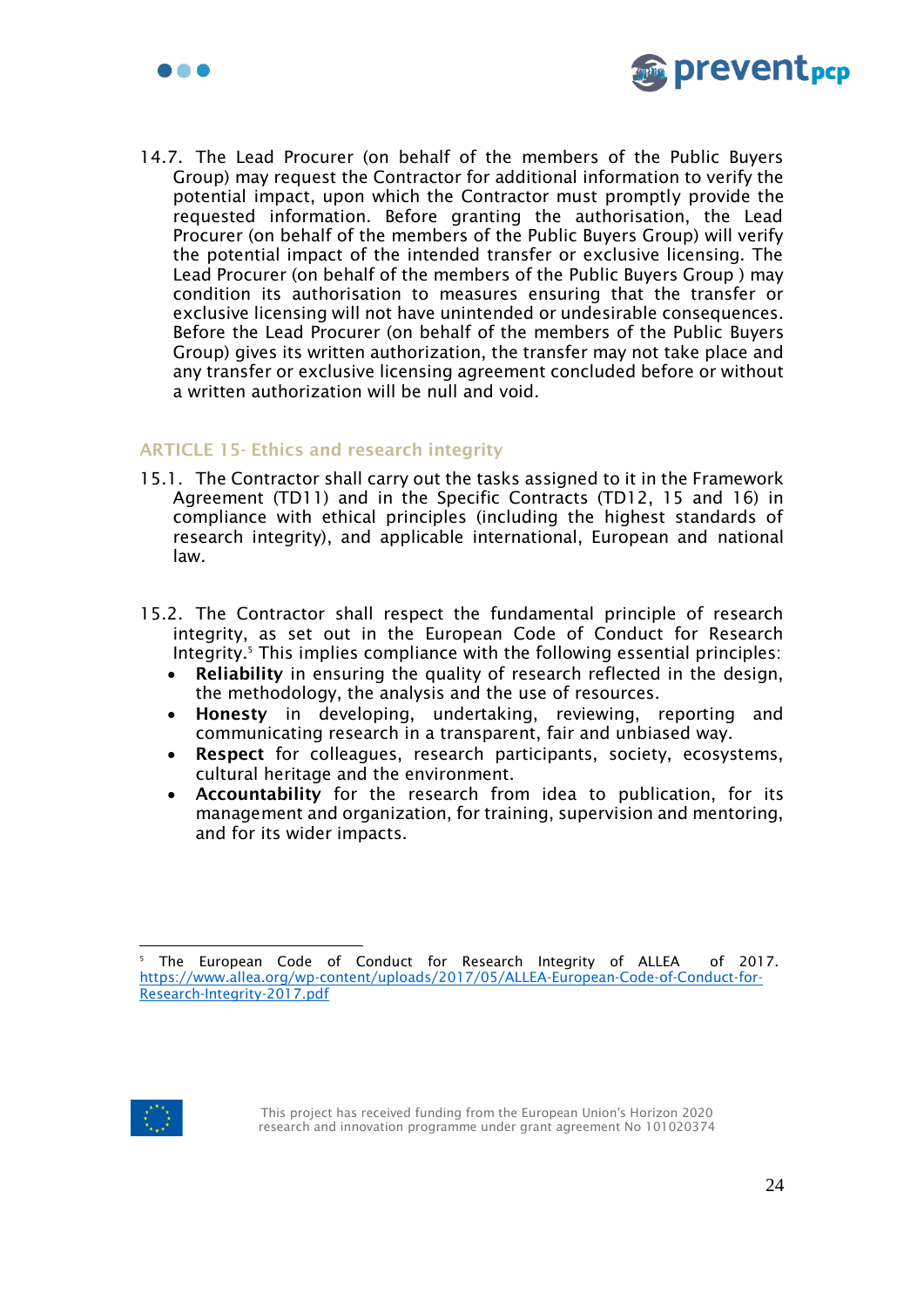14.7. The Lead Procurer (on behalf of the members of the Public Buyers Group) may request the Contractor for additional information to verify the potential impact, upon which the Contractor must promptly provide the requested information. Before granting the authorisation, the Lead Procurer (on behalf of the members of the Public Buyers Group) will verify the potential impact of the intended transfer or exclusive licensing. The Lead Procurer (on behalf of the members of the Public Buyers Group ) may condition its authorisation to measures ensuring that the transfer or exclusive licensing will not have unintended or undesirable consequences. Before the Lead Procurer (on behalf of the members of the Public Buyers Group) gives its written authorization, the transfer may not take place and any transfer or exclusive licensing agreement concluded before or without a written authorization will be null and void.

## ARTICLE 15- Ethics and research integrity

15.1. The Contractor shall carry out the tasks assigned to it in the Framework Agreement (TD11) and in the Specific Contracts (TD12, 15 and 16) in compliance with ethical principles (including the highest standards of research integrity), and applicable international, European and national law.

15.2. The Contractor shall respect the fundamental principle of research integrity, as set out in the European Code of Conduct for Research Integrity.[5] This implies compliance with the following essential principles:

- **Reliability** in ensuring the quality of research reflected in the design, the methodology, the analysis and the use of resources.
- **Honesty** in developing, undertaking, reviewing, reporting and communicating research in a transparent, fair and unbiased way.
- **Respect** for colleagues, research participants, society, ecosystems, cultural heritage and the environment.
- **Accountability** for the research from idea to publication, for its management and organization, for training, supervision and mentoring, and for its wider impacts.

---

[5] The European Code of Conduct for Research Integrity of ALLEA of 2017. https://www.allea.org/wp-content/uploads/2017/05/ALLEA-European-Code-of-Conduct-for-Research-Integrity-2017.pdf

This project has received funding from the European Union's Horizon 2020 research and innovation programme under grant agreement No 101020374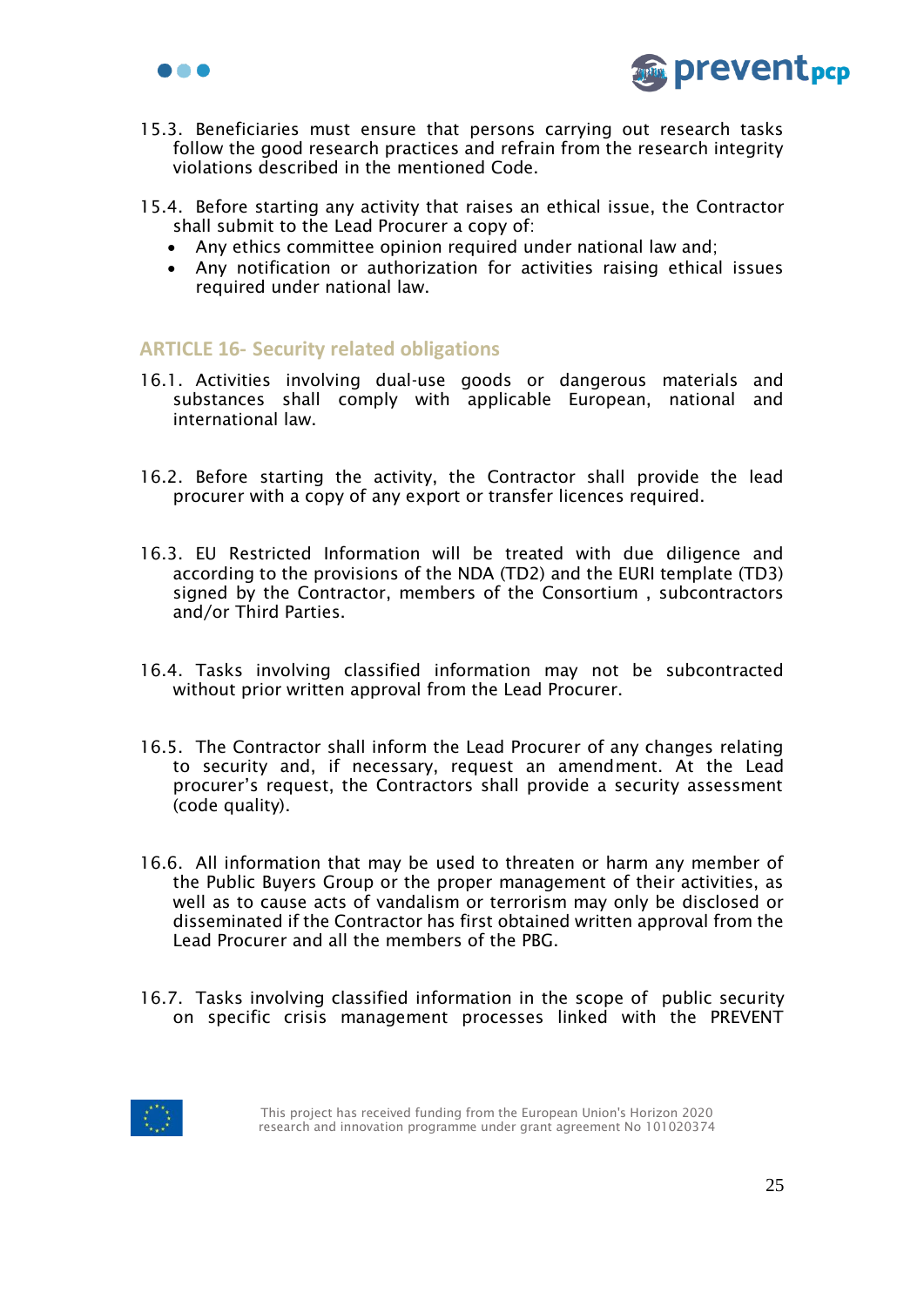15.3. Beneficiaries must ensure that persons carrying out research tasks follow the good research practices and refrain from the research integrity violations described in the mentioned Code.

15.4. Before starting any activity that raises an ethical issue, the Contractor shall submit to the Lead Procurer a copy of:

- Any ethics committee opinion required under national law and;
- Any notification or authorization for activities raising ethical issues required under national law.

## ARTICLE 16- Security related obligations

16.1. Activities involving dual-use goods or dangerous materials and substances shall comply with applicable European, national and international law.

16.2. Before starting the activity, the Contractor shall provide the lead procurer with a copy of any export or transfer licences required.

16.3. EU Restricted Information will be treated with due diligence and according to the provisions of the NDA (TD2) and the EURI template (TD3) signed by the Contractor, members of the Consortium , subcontractors and/or Third Parties.

16.4. Tasks involving classified information may not be subcontracted without prior written approval from the Lead Procurer.

16.5. The Contractor shall inform the Lead Procurer of any changes relating to security and, if necessary, request an amendment. At the Lead procurer's request, the Contractors shall provide a security assessment (code quality).

16.6. All information that may be used to threaten or harm any member of the Public Buyers Group or the proper management of their activities, as well as to cause acts of vandalism or terrorism may only be disclosed or disseminated if the Contractor has first obtained written approval from the Lead Procurer and all the members of the PBG.

16.7. Tasks involving classified information in the scope of public security on specific crisis management processes linked with the PREVENT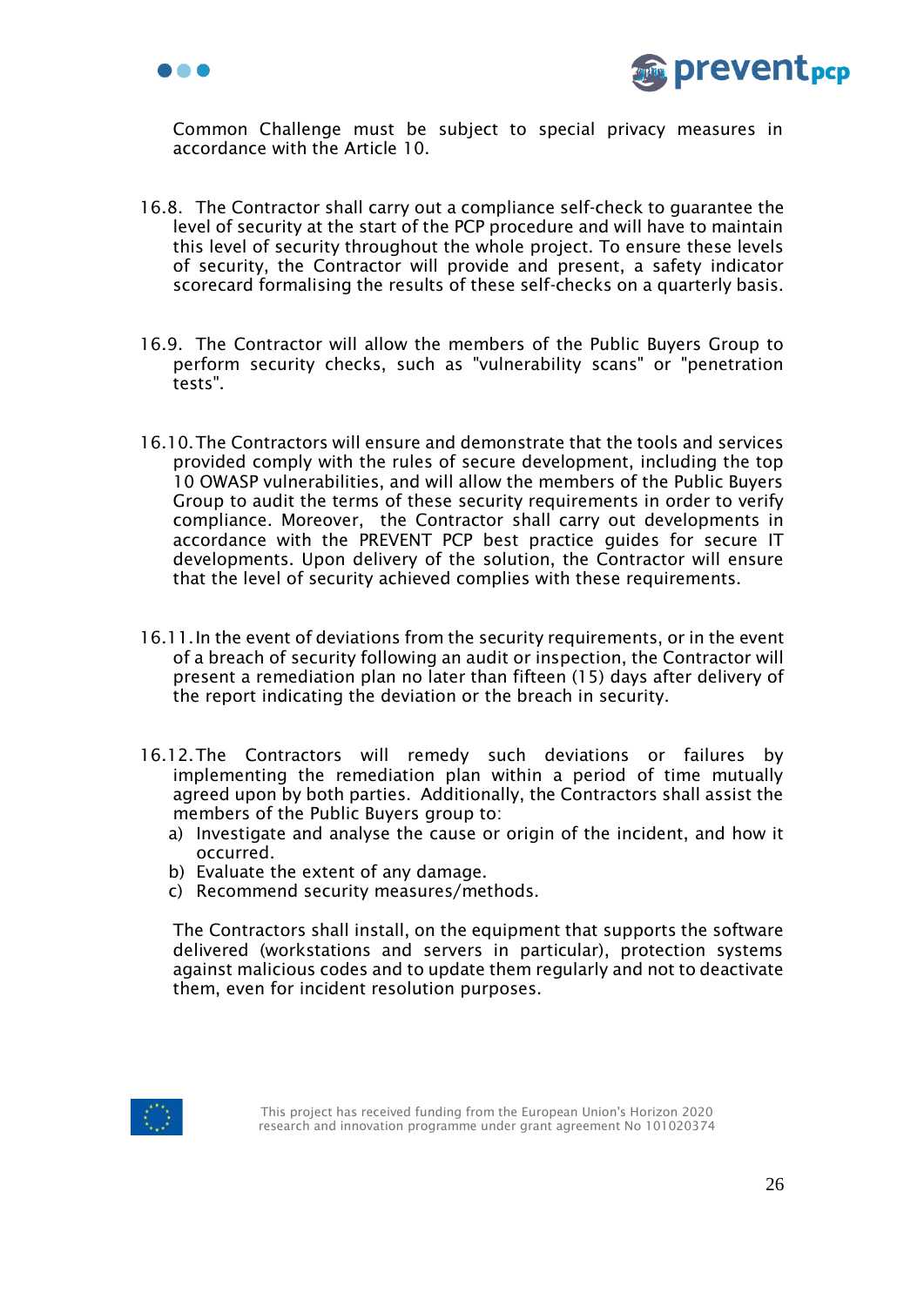Common Challenge must be subject to special privacy measures in accordance with the Article 10.

16.8. The Contractor shall carry out a compliance self-check to guarantee the level of security at the start of the PCP procedure and will have to maintain this level of security throughout the whole project. To ensure these levels of security, the Contractor will provide and present, a safety indicator scorecard formalising the results of these self-checks on a quarterly basis.

16.9. The Contractor will allow the members of the Public Buyers Group to perform security checks, such as "vulnerability scans" or "penetration tests".

16.10. The Contractors will ensure and demonstrate that the tools and services provided comply with the rules of secure development, including the top 10 OWASP vulnerabilities, and will allow the members of the Public Buyers Group to audit the terms of these security requirements in order to verify compliance. Moreover, the Contractor shall carry out developments in accordance with the PREVENT PCP best practice guides for secure IT developments. Upon delivery of the solution, the Contractor will ensure that the level of security achieved complies with these requirements.

16.11. In the event of deviations from the security requirements, or in the event of a breach of security following an audit or inspection, the Contractor will present a remediation plan no later than fifteen (15) days after delivery of the report indicating the deviation or the breach in security.

16.12. The Contractors will remedy such deviations or failures by implementing the remediation plan within a period of time mutually agreed upon by both parties. Additionally, the Contractors shall assist the members of the Public Buyers group to:

a) Investigate and analyse the cause or origin of the incident, and how it occurred.
b) Evaluate the extent of any damage.
c) Recommend security measures/methods.

The Contractors shall install, on the equipment that supports the software delivered (workstations and servers in particular), protection systems against malicious codes and to update them regularly and not to deactivate them, even for incident resolution purposes.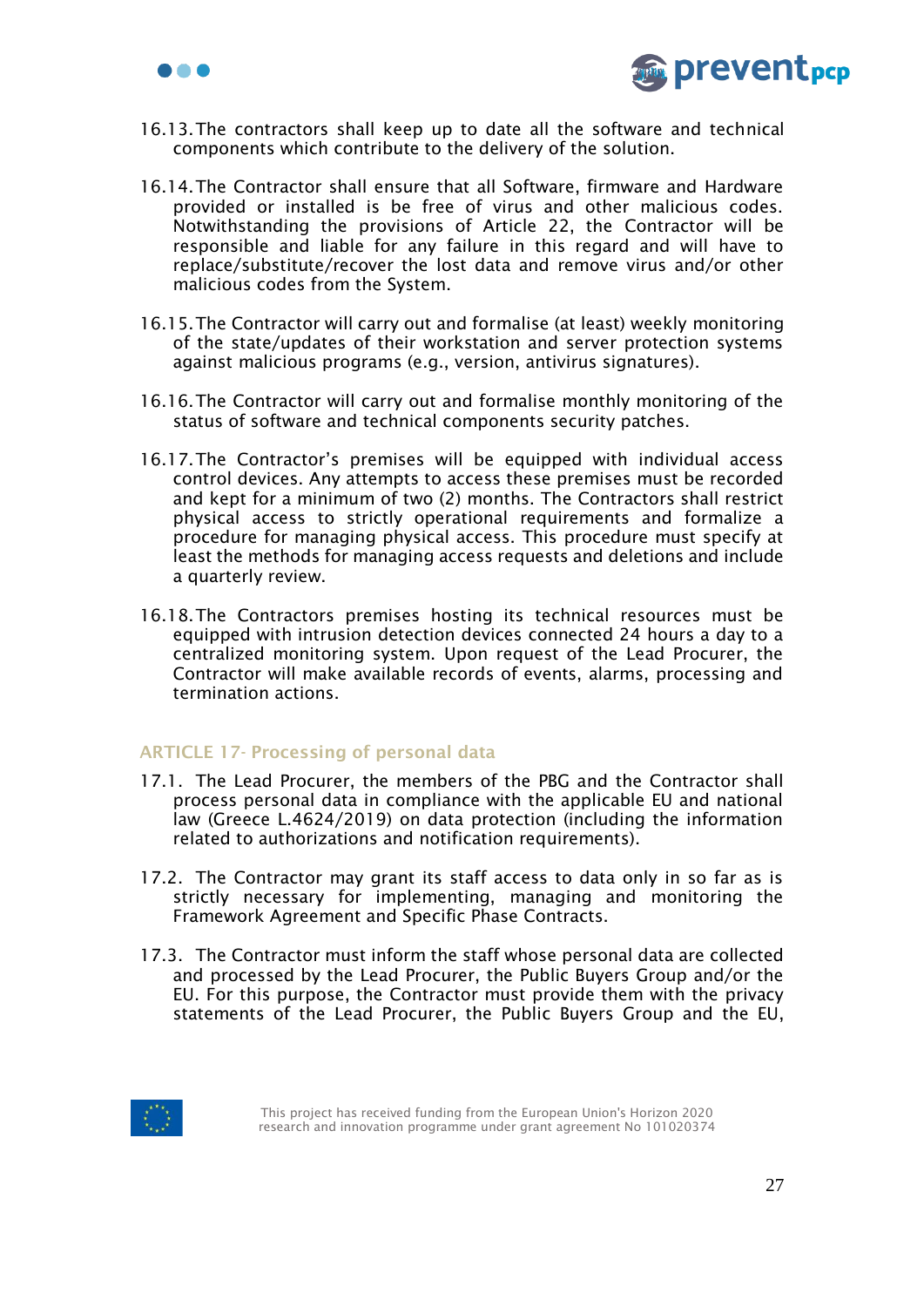16.13. The contractors shall keep up to date all the software and technical components which contribute to the delivery of the solution.

16.14. The Contractor shall ensure that all Software, firmware and Hardware provided or installed is be free of virus and other malicious codes. Notwithstanding the provisions of Article 22, the Contractor will be responsible and liable for any failure in this regard and will have to replace/substitute/recover the lost data and remove virus and/or other malicious codes from the System.

16.15. The Contractor will carry out and formalise (at least) weekly monitoring of the state/updates of their workstation and server protection systems against malicious programs (e.g., version, antivirus signatures).

16.16. The Contractor will carry out and formalise monthly monitoring of the status of software and technical components security patches.

16.17. The Contractor's premises will be equipped with individual access control devices. Any attempts to access these premises must be recorded and kept for a minimum of two (2) months. The Contractors shall restrict physical access to strictly operational requirements and formalize a procedure for managing physical access. This procedure must specify at least the methods for managing access requests and deletions and include a quarterly review.

16.18. The Contractors premises hosting its technical resources must be equipped with intrusion detection devices connected 24 hours a day to a centralized monitoring system. Upon request of the Lead Procurer, the Contractor will make available records of events, alarms, processing and termination actions.

## ARTICLE 17- Processing of personal data

17.1. The Lead Procurer, the members of the PBG and the Contractor shall process personal data in compliance with the applicable EU and national law (Greece L.4624/2019) on data protection (including the information related to authorizations and notification requirements).

17.2. The Contractor may grant its staff access to data only in so far as is strictly necessary for implementing, managing and monitoring the Framework Agreement and Specific Phase Contracts.

17.3. The Contractor must inform the staff whose personal data are collected and processed by the Lead Procurer, the Public Buyers Group and/or the EU. For this purpose, the Contractor must provide them with the privacy statements of the Lead Procurer, the Public Buyers Group and the EU,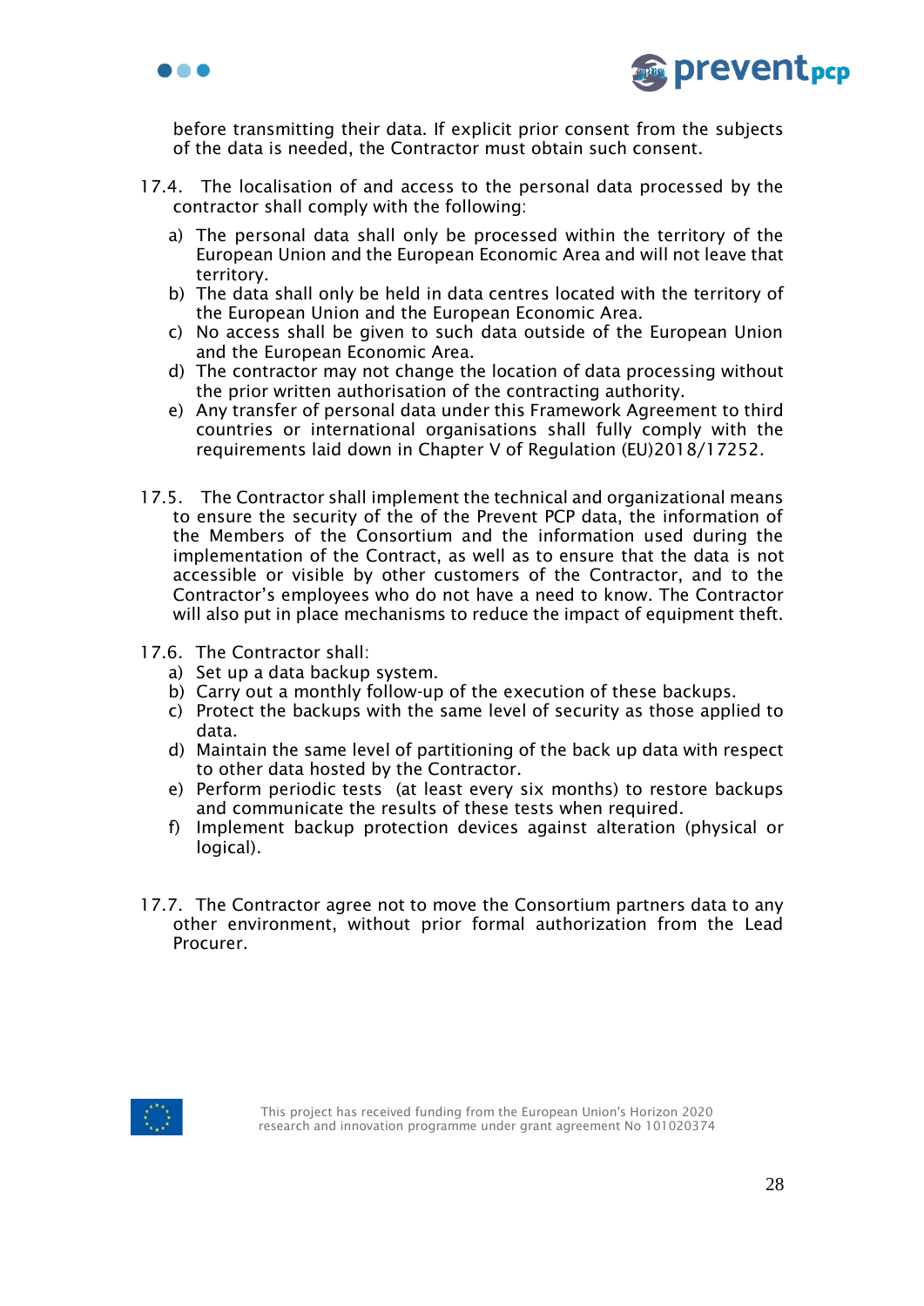before transmitting their data. If explicit prior consent from the subjects of the data is needed, the Contractor must obtain such consent.

17.4. The localisation of and access to the personal data processed by the contractor shall comply with the following:

a) The personal data shall only be processed within the territory of the European Union and the European Economic Area and will not leave that territory.
b) The data shall only be held in data centres located with the territory of the European Union and the European Economic Area.
c) No access shall be given to such data outside of the European Union and the European Economic Area.
d) The contractor may not change the location of data processing without the prior written authorisation of the contracting authority.
e) Any transfer of personal data under this Framework Agreement to third countries or international organisations shall fully comply with the requirements laid down in Chapter V of Regulation (EU)2018/17252.

17.5. The Contractor shall implement the technical and organizational means to ensure the security of the of the Prevent PCP data, the information of the Members of the Consortium and the information used during the implementation of the Contract, as well as to ensure that the data is not accessible or visible by other customers of the Contractor, and to the Contractor's employees who do not have a need to know. The Contractor will also put in place mechanisms to reduce the impact of equipment theft.

17.6. The Contractor shall:

a) Set up a data backup system.
b) Carry out a monthly follow-up of the execution of these backups.
c) Protect the backups with the same level of security as those applied to data.
d) Maintain the same level of partitioning of the back up data with respect to other data hosted by the Contractor.
e) Perform periodic tests (at least every six months) to restore backups and communicate the results of these tests when required.
f) Implement backup protection devices against alteration (physical or logical).

17.7. The Contractor agree not to move the Consortium partners data to any other environment, without prior formal authorization from the Lead Procurer.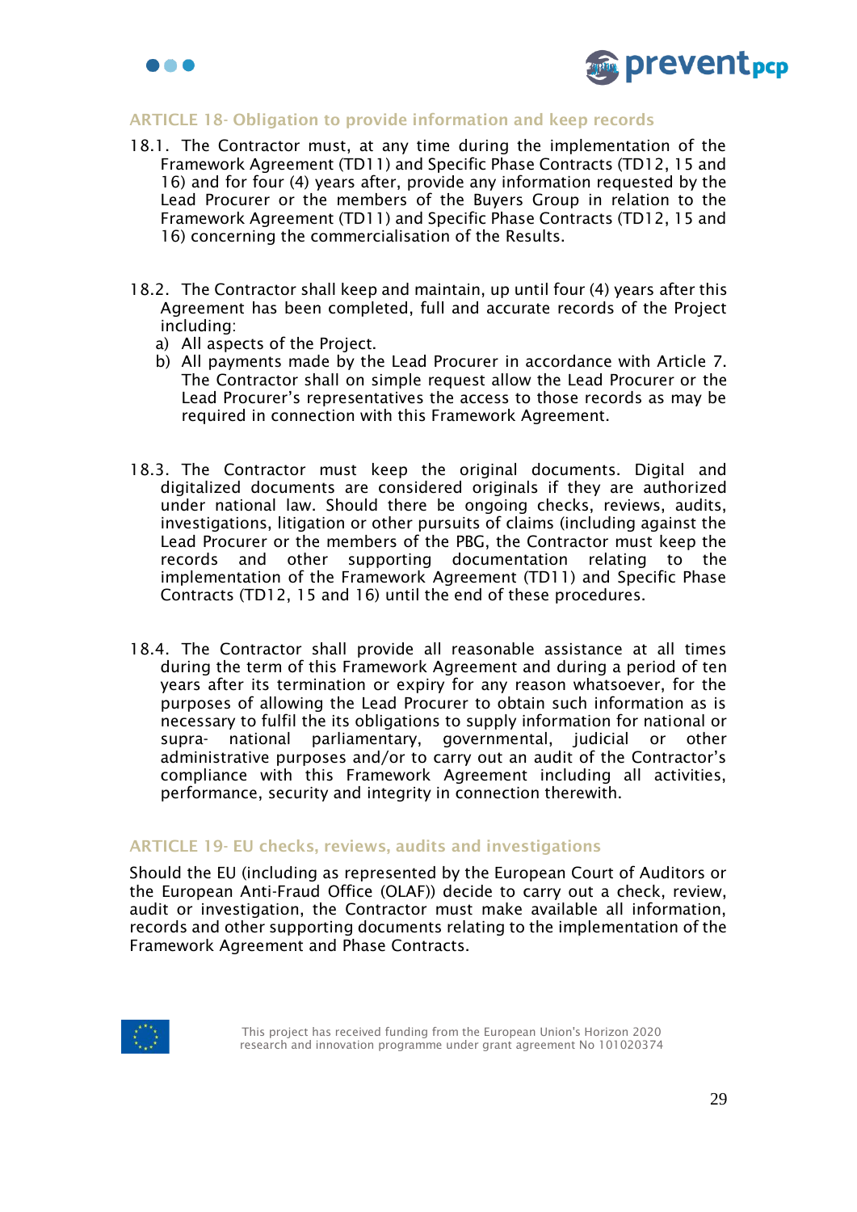### ARTICLE 18- Obligation to provide information and keep records

18.1. The Contractor must, at any time during the implementation of the Framework Agreement (TD11) and Specific Phase Contracts (TD12, 15 and 16) and for four (4) years after, provide any information requested by the Lead Procurer or the members of the Buyers Group in relation to the Framework Agreement (TD11) and Specific Phase Contracts (TD12, 15 and 16) concerning the commercialisation of the Results.

18.2. The Contractor shall keep and maintain, up until four (4) years after this Agreement has been completed, full and accurate records of the Project including:

a) All aspects of the Project.
b) All payments made by the Lead Procurer in accordance with Article 7. The Contractor shall on simple request allow the Lead Procurer or the Lead Procurer's representatives the access to those records as may be required in connection with this Framework Agreement.

18.3. The Contractor must keep the original documents. Digital and digitalized documents are considered originals if they are authorized under national law. Should there be ongoing checks, reviews, audits, investigations, litigation or other pursuits of claims (including against the Lead Procurer or the members of the PBG, the Contractor must keep the records and other supporting documentation relating to the implementation of the Framework Agreement (TD11) and Specific Phase Contracts (TD12, 15 and 16) until the end of these procedures.

18.4. The Contractor shall provide all reasonable assistance at all times during the term of this Framework Agreement and during a period of ten years after its termination or expiry for any reason whatsoever, for the purposes of allowing the Lead Procurer to obtain such information as is necessary to fulfil the its obligations to supply information for national or supra- national parliamentary, governmental, judicial or other administrative purposes and/or to carry out an audit of the Contractor's compliance with this Framework Agreement including all activities, performance, security and integrity in connection therewith.

### ARTICLE 19- EU checks, reviews, audits and investigations

Should the EU (including as represented by the European Court of Auditors or the European Anti-Fraud Office (OLAF)) decide to carry out a check, review, audit or investigation, the Contractor must make available all information, records and other supporting documents relating to the implementation of the Framework Agreement and Phase Contracts.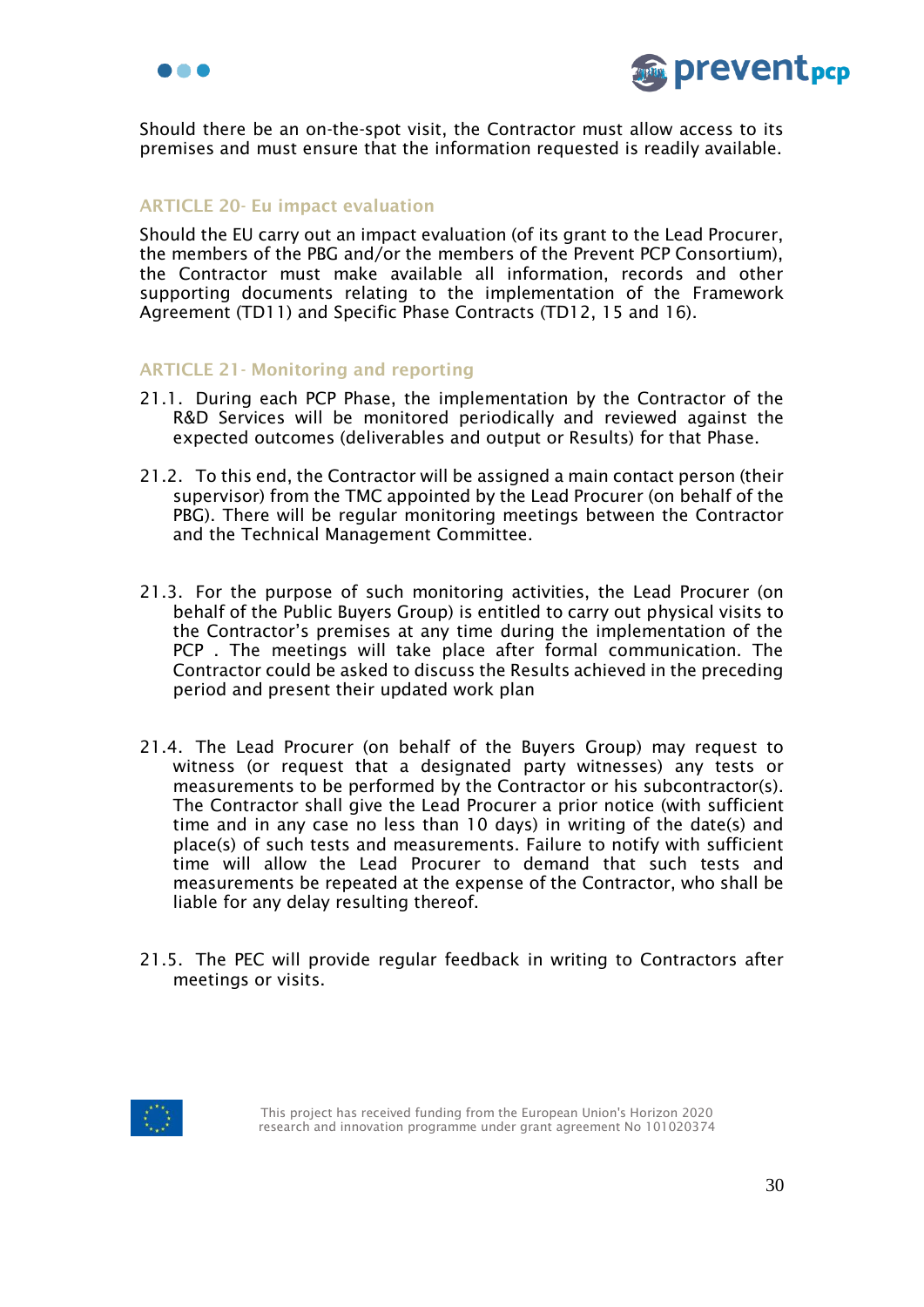Should there be an on-the-spot visit, the Contractor must allow access to its premises and must ensure that the information requested is readily available.

## ARTICLE 20- Eu impact evaluation

Should the EU carry out an impact evaluation (of its grant to the Lead Procurer, the members of the PBG and/or the members of the Prevent PCP Consortium), the Contractor must make available all information, records and other supporting documents relating to the implementation of the Framework Agreement (TD11) and Specific Phase Contracts (TD12, 15 and 16).

## ARTICLE 21- Monitoring and reporting

21.1. During each PCP Phase, the implementation by the Contractor of the R&D Services will be monitored periodically and reviewed against the expected outcomes (deliverables and output or Results) for that Phase.

21.2. To this end, the Contractor will be assigned a main contact person (their supervisor) from the TMC appointed by the Lead Procurer (on behalf of the PBG). There will be regular monitoring meetings between the Contractor and the Technical Management Committee.

21.3. For the purpose of such monitoring activities, the Lead Procurer (on behalf of the Public Buyers Group) is entitled to carry out physical visits to the Contractor's premises at any time during the implementation of the PCP . The meetings will take place after formal communication. The Contractor could be asked to discuss the Results achieved in the preceding period and present their updated work plan

21.4. The Lead Procurer (on behalf of the Buyers Group) may request to witness (or request that a designated party witnesses) any tests or measurements to be performed by the Contractor or his subcontractor(s). The Contractor shall give the Lead Procurer a prior notice (with sufficient time and in any case no less than 10 days) in writing of the date(s) and place(s) of such tests and measurements. Failure to notify with sufficient time will allow the Lead Procurer to demand that such tests and measurements be repeated at the expense of the Contractor, who shall be liable for any delay resulting thereof.

21.5. The PEC will provide regular feedback in writing to Contractors after meetings or visits.

This project has received funding from the European Union's Horizon 2020 research and innovation programme under grant agreement No 101020374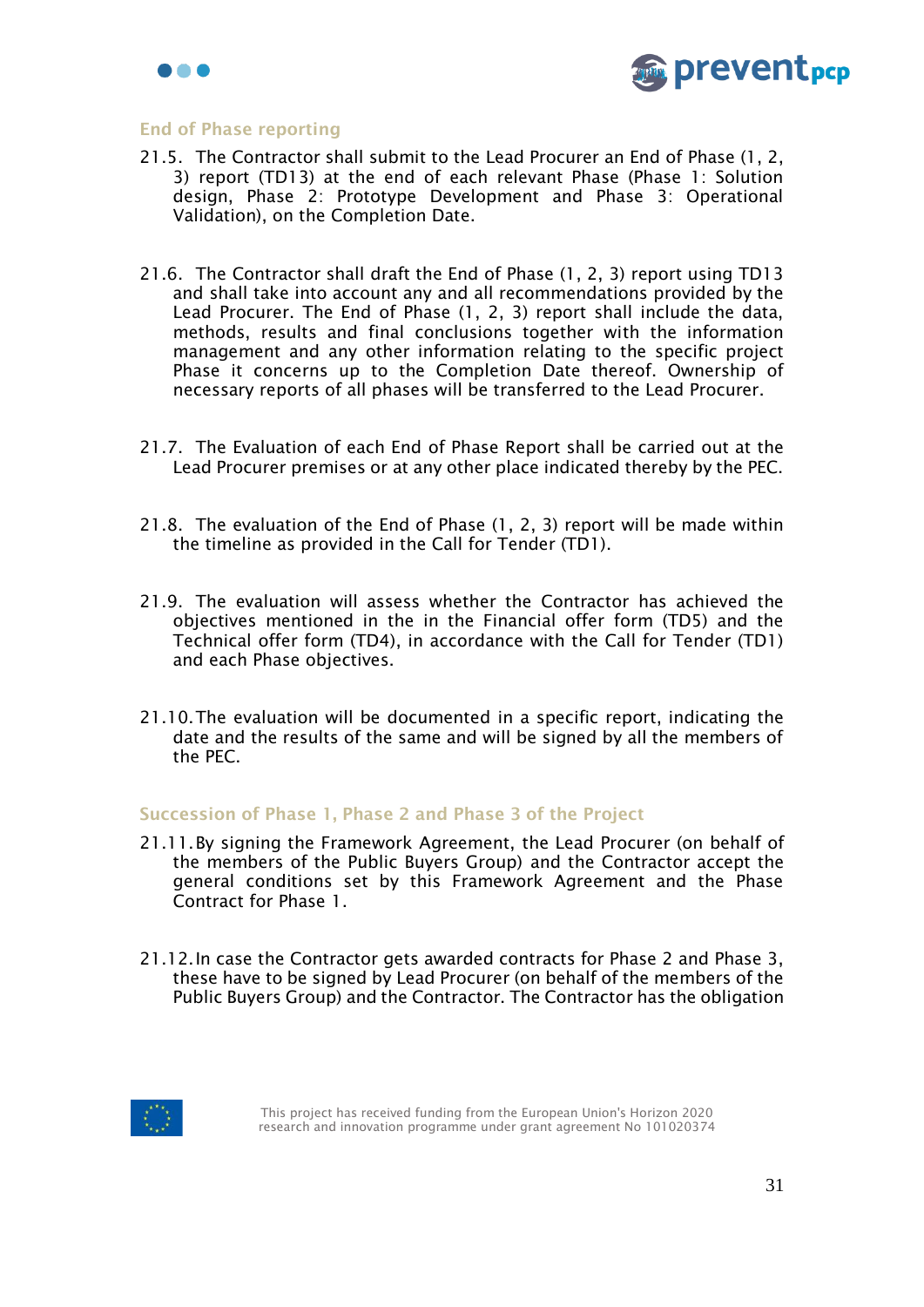### End of Phase reporting

21.5. The Contractor shall submit to the Lead Procurer an End of Phase (1, 2, 3) report (TD13) at the end of each relevant Phase (Phase 1: Solution design, Phase 2: Prototype Development and Phase 3: Operational Validation), on the Completion Date.

21.6. The Contractor shall draft the End of Phase (1, 2, 3) report using TD13 and shall take into account any and all recommendations provided by the Lead Procurer. The End of Phase (1, 2, 3) report shall include the data, methods, results and final conclusions together with the information management and any other information relating to the specific project Phase it concerns up to the Completion Date thereof. Ownership of necessary reports of all phases will be transferred to the Lead Procurer.

21.7. The Evaluation of each End of Phase Report shall be carried out at the Lead Procurer premises or at any other place indicated thereby by the PEC.

21.8. The evaluation of the End of Phase (1, 2, 3) report will be made within the timeline as provided in the Call for Tender (TD1).

21.9. The evaluation will assess whether the Contractor has achieved the objectives mentioned in the in the Financial offer form (TD5) and the Technical offer form (TD4), in accordance with the Call for Tender (TD1) and each Phase objectives.

21.10. The evaluation will be documented in a specific report, indicating the date and the results of the same and will be signed by all the members of the PEC.

### Succession of Phase 1, Phase 2 and Phase 3 of the Project

21.11. By signing the Framework Agreement, the Lead Procurer (on behalf of the members of the Public Buyers Group) and the Contractor accept the general conditions set by this Framework Agreement and the Phase Contract for Phase 1.

21.12. In case the Contractor gets awarded contracts for Phase 2 and Phase 3, these have to be signed by Lead Procurer (on behalf of the members of the Public Buyers Group) and the Contractor. The Contractor has the obligation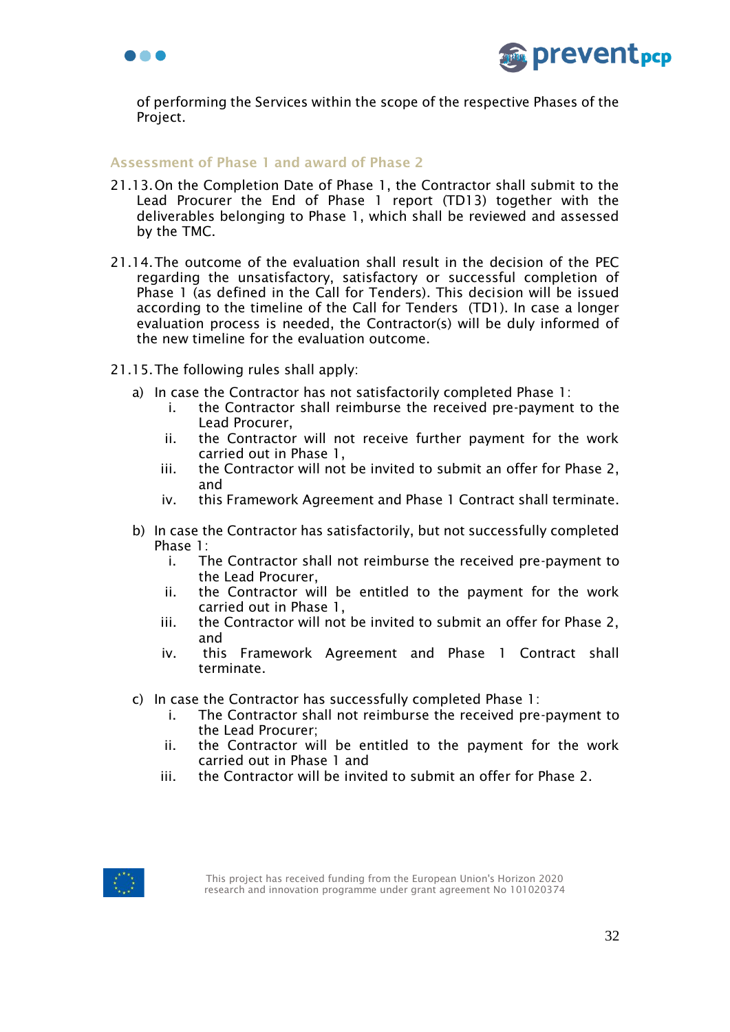of performing the Services within the scope of the respective Phases of the Project.

### Assessment of Phase 1 and award of Phase 2

21.13. On the Completion Date of Phase 1, the Contractor shall submit to the Lead Procurer the End of Phase 1 report (TD13) together with the deliverables belonging to Phase 1, which shall be reviewed and assessed by the TMC.

21.14. The outcome of the evaluation shall result in the decision of the PEC regarding the unsatisfactory, satisfactory or successful completion of Phase 1 (as defined in the Call for Tenders). This decision will be issued according to the timeline of the Call for Tenders (TD1). In case a longer evaluation process is needed, the Contractor(s) will be duly informed of the new timeline for the evaluation outcome.

21.15. The following rules shall apply:

a) In case the Contractor has not satisfactorily completed Phase 1:
   1. the Contractor shall reimburse the received pre-payment to the Lead Procurer,
   2. the Contractor will not receive further payment for the work carried out in Phase 1,
   3. the Contractor will not be invited to submit an offer for Phase 2, and
   4. this Framework Agreement and Phase 1 Contract shall terminate.

b) In case the Contractor has satisfactorily, but not successfully completed Phase 1:
   1. The Contractor shall not reimburse the received pre-payment to the Lead Procurer,
   2. the Contractor will be entitled to the payment for the work carried out in Phase 1,
   3. the Contractor will not be invited to submit an offer for Phase 2, and
   4. this Framework Agreement and Phase 1 Contract shall terminate.

c) In case the Contractor has successfully completed Phase 1:
   1. The Contractor shall not reimburse the received pre-payment to the Lead Procurer;
   2. the Contractor will be entitled to the payment for the work carried out in Phase 1 and
   3. the Contractor will be invited to submit an offer for Phase 2.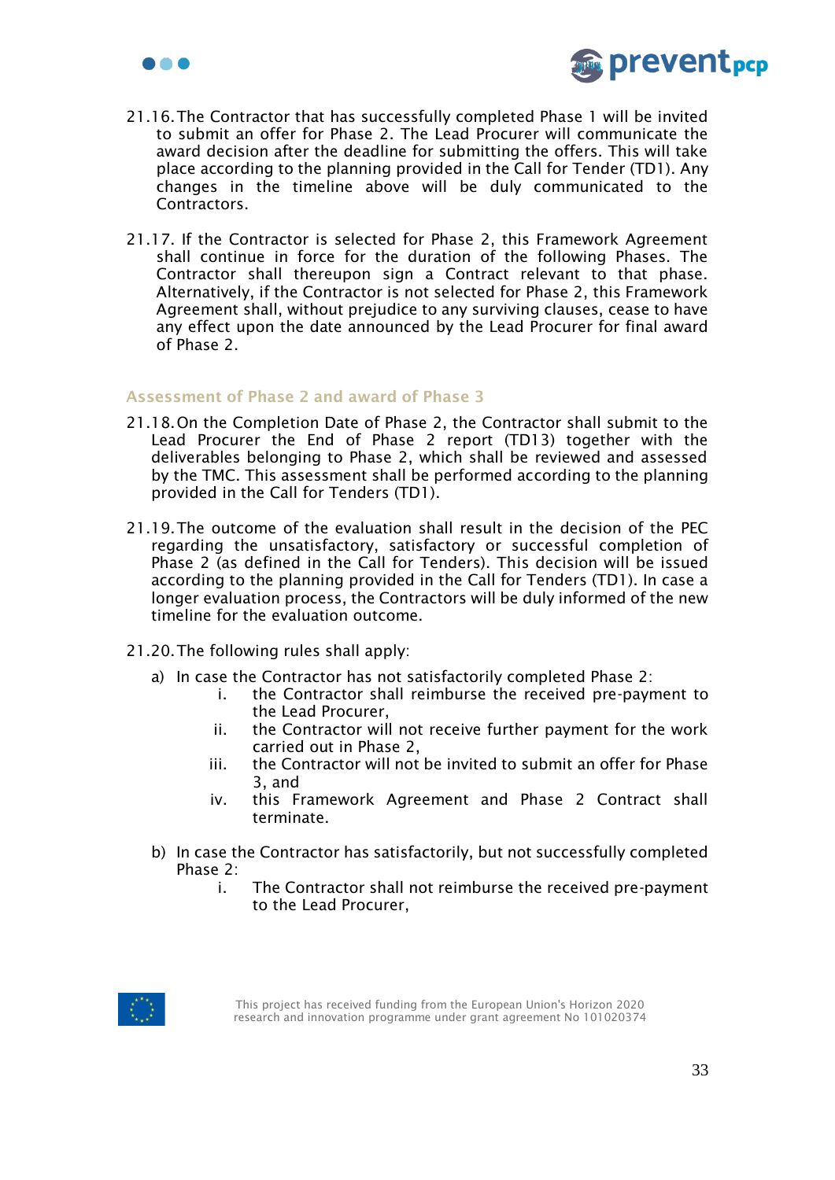21.16. The Contractor that has successfully completed Phase 1 will be invited to submit an offer for Phase 2. The Lead Procurer will communicate the award decision after the deadline for submitting the offers. This will take place according to the planning provided in the Call for Tender (TD1). Any changes in the timeline above will be duly communicated to the Contractors.

21.17. If the Contractor is selected for Phase 2, this Framework Agreement shall continue in force for the duration of the following Phases. The Contractor shall thereupon sign a Contract relevant to that phase. Alternatively, if the Contractor is not selected for Phase 2, this Framework Agreement shall, without prejudice to any surviving clauses, cease to have any effect upon the date announced by the Lead Procurer for final award of Phase 2.

### Assessment of Phase 2 and award of Phase 3

21.18. On the Completion Date of Phase 2, the Contractor shall submit to the Lead Procurer the End of Phase 2 report (TD13) together with the deliverables belonging to Phase 2, which shall be reviewed and assessed by the TMC. This assessment shall be performed according to the planning provided in the Call for Tenders (TD1).

21.19. The outcome of the evaluation shall result in the decision of the PEC regarding the unsatisfactory, satisfactory or successful completion of Phase 2 (as defined in the Call for Tenders). This decision will be issued according to the planning provided in the Call for Tenders (TD1). In case a longer evaluation process, the Contractors will be duly informed of the new timeline for the evaluation outcome.

21.20. The following rules shall apply:

a) In case the Contractor has not satisfactorily completed Phase 2:
   i. the Contractor shall reimburse the received pre-payment to the Lead Procurer,
   ii. the Contractor will not receive further payment for the work carried out in Phase 2,
   iii. the Contractor will not be invited to submit an offer for Phase 3, and
   iv. this Framework Agreement and Phase 2 Contract shall terminate.

b) In case the Contractor has satisfactorily, but not successfully completed Phase 2:
   i. The Contractor shall not reimburse the received pre-payment to the Lead Procurer,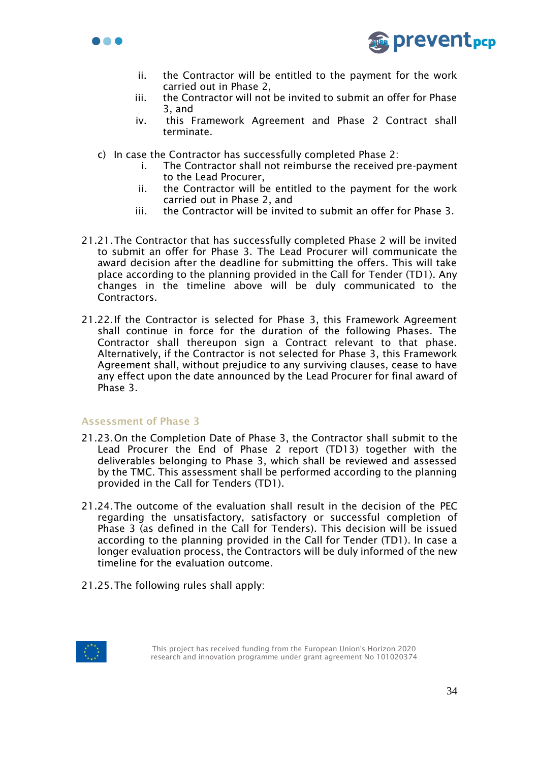ii. the Contractor will be entitled to the payment for the work carried out in Phase 2,
iii. the Contractor will not be invited to submit an offer for Phase 3, and
iv. this Framework Agreement and Phase 2 Contract shall terminate.

c) In case the Contractor has successfully completed Phase 2:
   i. The Contractor shall not reimburse the received pre-payment to the Lead Procurer,
   ii. the Contractor will be entitled to the payment for the work carried out in Phase 2, and
   iii. the Contractor will be invited to submit an offer for Phase 3.

21.21. The Contractor that has successfully completed Phase 2 will be invited to submit an offer for Phase 3. The Lead Procurer will communicate the award decision after the deadline for submitting the offers. This will take place according to the planning provided in the Call for Tender (TD1). Any changes in the timeline above will be duly communicated to the Contractors.

21.22. If the Contractor is selected for Phase 3, this Framework Agreement shall continue in force for the duration of the following Phases. The Contractor shall thereupon sign a Contract relevant to that phase. Alternatively, if the Contractor is not selected for Phase 3, this Framework Agreement shall, without prejudice to any surviving clauses, cease to have any effect upon the date announced by the Lead Procurer for final award of Phase 3.

### Assessment of Phase 3

21.23. On the Completion Date of Phase 3, the Contractor shall submit to the Lead Procurer the End of Phase 2 report (TD13) together with the deliverables belonging to Phase 3, which shall be reviewed and assessed by the TMC. This assessment shall be performed according to the planning provided in the Call for Tenders (TD1).

21.24. The outcome of the evaluation shall result in the decision of the PEC regarding the unsatisfactory, satisfactory or successful completion of Phase 3 (as defined in the Call for Tenders). This decision will be issued according to the planning provided in the Call for Tender (TD1). In case a longer evaluation process, the Contractors will be duly informed of the new timeline for the evaluation outcome.

21.25. The following rules shall apply: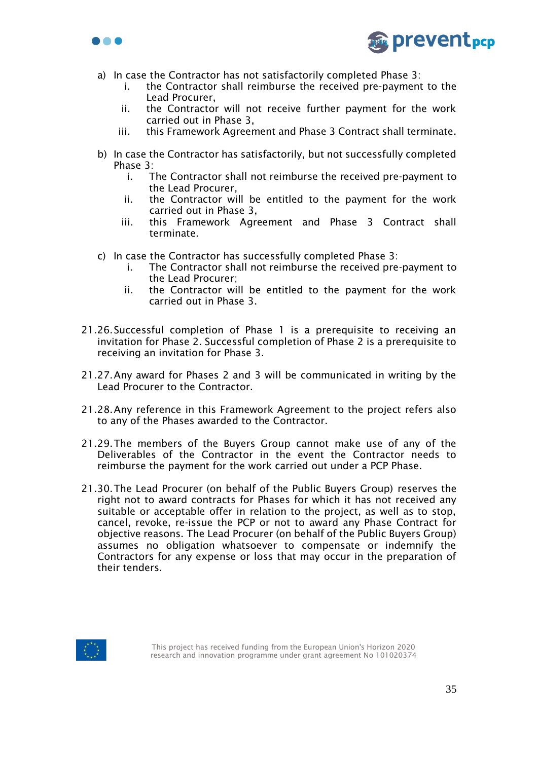a) In case the Contractor has not satisfactorily completed Phase 3:
   i. the Contractor shall reimburse the received pre-payment to the Lead Procurer,
   ii. the Contractor will not receive further payment for the work carried out in Phase 3,
   iii. this Framework Agreement and Phase 3 Contract shall terminate.

b) In case the Contractor has satisfactorily, but not successfully completed Phase 3:
   i. The Contractor shall not reimburse the received pre-payment to the Lead Procurer,
   ii. the Contractor will be entitled to the payment for the work carried out in Phase 3,
   iii. this Framework Agreement and Phase 3 Contract shall terminate.

c) In case the Contractor has successfully completed Phase 3:
   i. The Contractor shall not reimburse the received pre-payment to the Lead Procurer;
   ii. the Contractor will be entitled to the payment for the work carried out in Phase 3.

21.26. Successful completion of Phase 1 is a prerequisite to receiving an invitation for Phase 2. Successful completion of Phase 2 is a prerequisite to receiving an invitation for Phase 3.

21.27. Any award for Phases 2 and 3 will be communicated in writing by the Lead Procurer to the Contractor.

21.28. Any reference in this Framework Agreement to the project refers also to any of the Phases awarded to the Contractor.

21.29. The members of the Buyers Group cannot make use of any of the Deliverables of the Contractor in the event the Contractor needs to reimburse the payment for the work carried out under a PCP Phase.

21.30. The Lead Procurer (on behalf of the Public Buyers Group) reserves the right not to award contracts for Phases for which it has not received any suitable or acceptable offer in relation to the project, as well as to stop, cancel, revoke, re-issue the PCP or not to award any Phase Contract for objective reasons. The Lead Procurer (on behalf of the Public Buyers Group) assumes no obligation whatsoever to compensate or indemnify the Contractors for any expense or loss that may occur in the preparation of their tenders.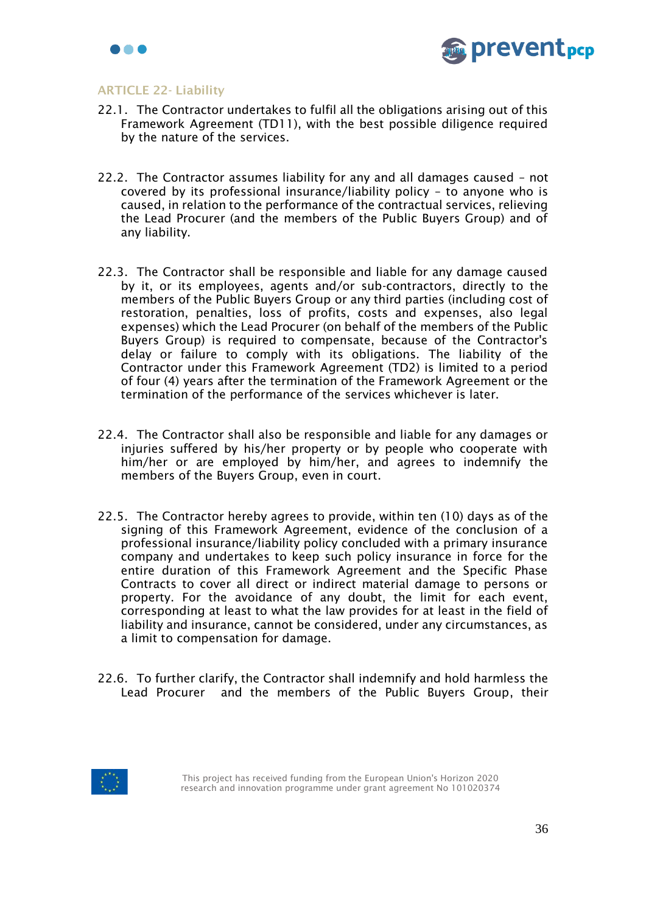## ARTICLE 22- Liability

22.1. The Contractor undertakes to fulfil all the obligations arising out of this Framework Agreement (TD11), with the best possible diligence required by the nature of the services.

22.2. The Contractor assumes liability for any and all damages caused – not covered by its professional insurance/liability policy – to anyone who is caused, in relation to the performance of the contractual services, relieving the Lead Procurer (and the members of the Public Buyers Group) and of any liability.

22.3. The Contractor shall be responsible and liable for any damage caused by it, or its employees, agents and/or sub-contractors, directly to the members of the Public Buyers Group or any third parties (including cost of restoration, penalties, loss of profits, costs and expenses, also legal expenses) which the Lead Procurer (on behalf of the members of the Public Buyers Group) is required to compensate, because of the Contractor's delay or failure to comply with its obligations. The liability of the Contractor under this Framework Agreement (TD2) is limited to a period of four (4) years after the termination of the Framework Agreement or the termination of the performance of the services whichever is later.

22.4. The Contractor shall also be responsible and liable for any damages or injuries suffered by his/her property or by people who cooperate with him/her or are employed by him/her, and agrees to indemnify the members of the Buyers Group, even in court.

22.5. The Contractor hereby agrees to provide, within ten (10) days as of the signing of this Framework Agreement, evidence of the conclusion of a professional insurance/liability policy concluded with a primary insurance company and undertakes to keep such policy insurance in force for the entire duration of this Framework Agreement and the Specific Phase Contracts to cover all direct or indirect material damage to persons or property. For the avoidance of any doubt, the limit for each event, corresponding at least to what the law provides for at least in the field of liability and insurance, cannot be considered, under any circumstances, as a limit to compensation for damage.

22.6. To further clarify, the Contractor shall indemnify and hold harmless the Lead Procurer and the members of the Public Buyers Group, their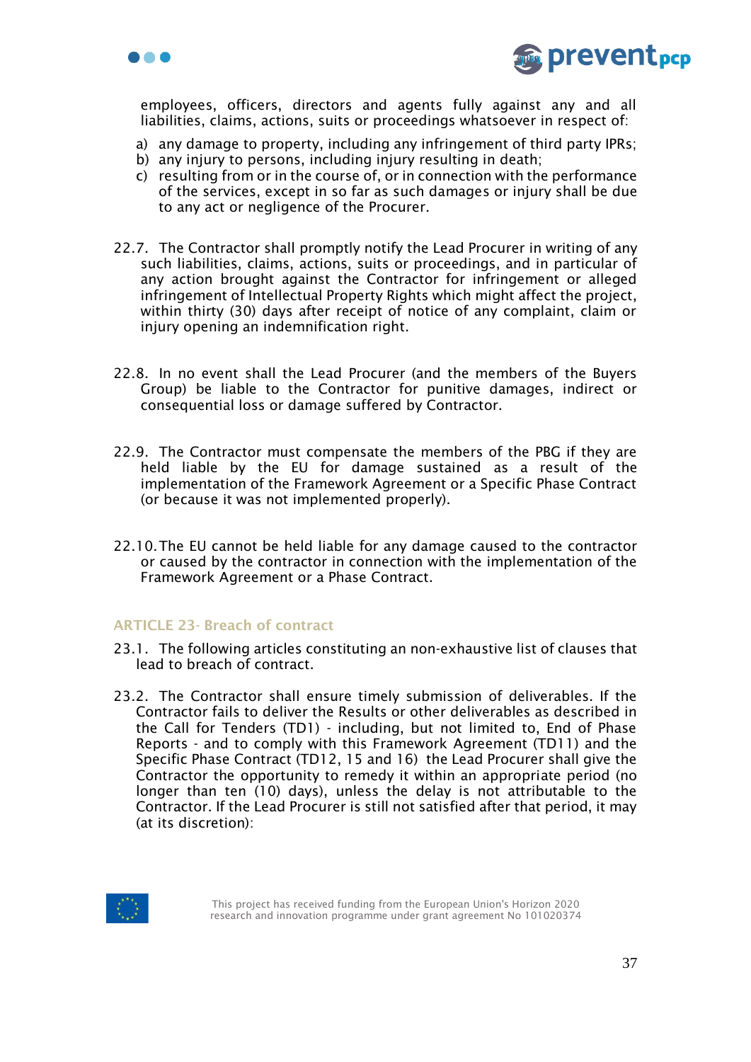employees, officers, directors and agents fully against any and all liabilities, claims, actions, suits or proceedings whatsoever in respect of:

a) any damage to property, including any infringement of third party IPRs;
b) any injury to persons, including injury resulting in death;
c) resulting from or in the course of, or in connection with the performance of the services, except in so far as such damages or injury shall be due to any act or negligence of the Procurer.

22.7. The Contractor shall promptly notify the Lead Procurer in writing of any such liabilities, claims, actions, suits or proceedings, and in particular of any action brought against the Contractor for infringement or alleged infringement of Intellectual Property Rights which might affect the project, within thirty (30) days after receipt of notice of any complaint, claim or injury opening an indemnification right.

22.8. In no event shall the Lead Procurer (and the members of the Buyers Group) be liable to the Contractor for punitive damages, indirect or consequential loss or damage suffered by Contractor.

22.9. The Contractor must compensate the members of the PBG if they are held liable by the EU for damage sustained as a result of the implementation of the Framework Agreement or a Specific Phase Contract (or because it was not implemented properly).

22.10. The EU cannot be held liable for any damage caused to the contractor or caused by the contractor in connection with the implementation of the Framework Agreement or a Phase Contract.

## ARTICLE 23- Breach of contract

23.1. The following articles constituting an non-exhaustive list of clauses that lead to breach of contract.

23.2. The Contractor shall ensure timely submission of deliverables. If the Contractor fails to deliver the Results or other deliverables as described in the Call for Tenders (TD1) - including, but not limited to, End of Phase Reports - and to comply with this Framework Agreement (TD11) and the Specific Phase Contract (TD12, 15 and 16) the Lead Procurer shall give the Contractor the opportunity to remedy it within an appropriate period (no longer than ten (10) days), unless the delay is not attributable to the Contractor. If the Lead Procurer is still not satisfied after that period, it may (at its discretion):

This project has received funding from the European Union's Horizon 2020 research and innovation programme under grant agreement No 101020374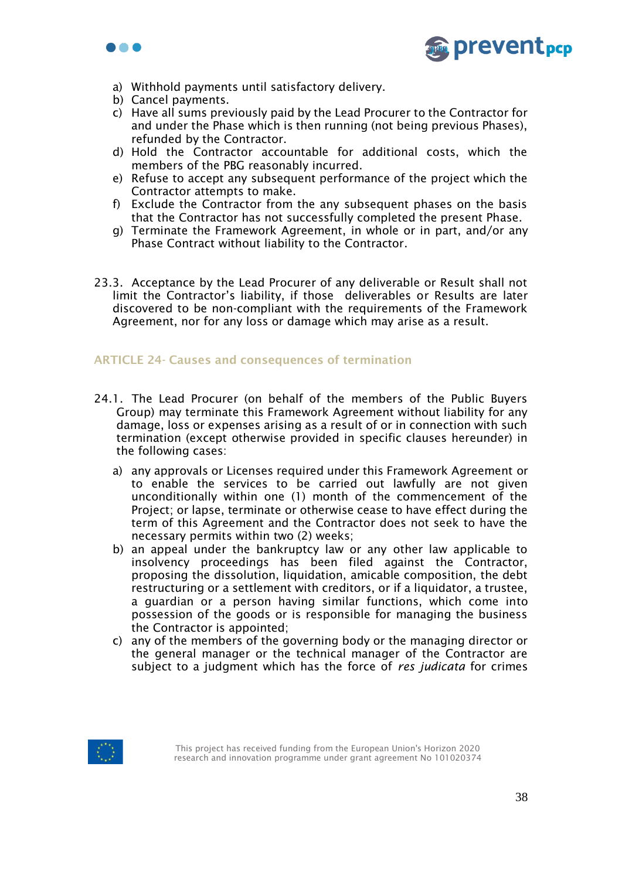a) Withhold payments until satisfactory delivery.
b) Cancel payments.
c) Have all sums previously paid by the Lead Procurer to the Contractor for and under the Phase which is then running (not being previous Phases), refunded by the Contractor.
d) Hold the Contractor accountable for additional costs, which the members of the PBG reasonably incurred.
e) Refuse to accept any subsequent performance of the project which the Contractor attempts to make.
f) Exclude the Contractor from the any subsequent phases on the basis that the Contractor has not successfully completed the present Phase.
g) Terminate the Framework Agreement, in whole or in part, and/or any Phase Contract without liability to the Contractor.

23.3. Acceptance by the Lead Procurer of any deliverable or Result shall not limit the Contractor's liability, if those deliverables or Results are later discovered to be non-compliant with the requirements of the Framework Agreement, nor for any loss or damage which may arise as a result.

### ARTICLE 24- Causes and consequences of termination

24.1. The Lead Procurer (on behalf of the members of the Public Buyers Group) may terminate this Framework Agreement without liability for any damage, loss or expenses arising as a result of or in connection with such termination (except otherwise provided in specific clauses hereunder) in the following cases:

a) any approvals or Licenses required under this Framework Agreement or to enable the services to be carried out lawfully are not given unconditionally within one (1) month of the commencement of the Project; or lapse, terminate or otherwise cease to have effect during the term of this Agreement and the Contractor does not seek to have the necessary permits within two (2) weeks;
b) an appeal under the bankruptcy law or any other law applicable to insolvency proceedings has been filed against the Contractor, proposing the dissolution, liquidation, amicable composition, the debt restructuring or a settlement with creditors, or if a liquidator, a trustee, a guardian or a person having similar functions, which come into possession of the goods or is responsible for managing the business the Contractor is appointed;
c) any of the members of the governing body or the managing director or the general manager or the technical manager of the Contractor are subject to a judgment which has the force of *res judicata* for crimes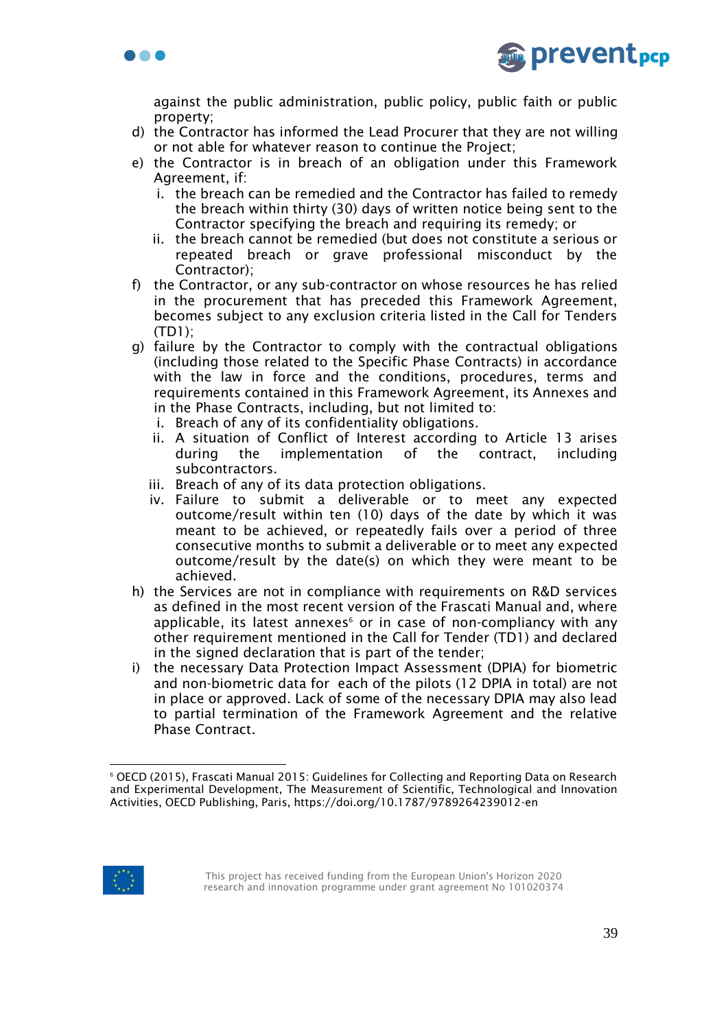against the public administration, public policy, public faith or public property;

d) the Contractor has informed the Lead Procurer that they are not willing or not able for whatever reason to continue the Project;
e) the Contractor is in breach of an obligation under this Framework Agreement, if:
   i. the breach can be remedied and the Contractor has failed to remedy the breach within thirty (30) days of written notice being sent to the Contractor specifying the breach and requiring its remedy; or
   ii. the breach cannot be remedied (but does not constitute a serious or repeated breach or grave professional misconduct by the Contractor);
f) the Contractor, or any sub-contractor on whose resources he has relied in the procurement that has preceded this Framework Agreement, becomes subject to any exclusion criteria listed in the Call for Tenders (TD1);
g) failure by the Contractor to comply with the contractual obligations (including those related to the Specific Phase Contracts) in accordance with the law in force and the conditions, procedures, terms and requirements contained in this Framework Agreement, its Annexes and in the Phase Contracts, including, but not limited to:
   i. Breach of any of its confidentiality obligations.
   ii. A situation of Conflict of Interest according to Article 13 arises during the implementation of the contract, including subcontractors.
   iii. Breach of any of its data protection obligations.
   iv. Failure to submit a deliverable or to meet any expected outcome/result within ten (10) days of the date by which it was meant to be achieved, or repeatedly fails over a period of three consecutive months to submit a deliverable or to meet any expected outcome/result by the date(s) on which they were meant to be achieved.
h) the Services are not in compliance with requirements on R&D services as defined in the most recent version of the Frascati Manual and, where applicable, its latest annexes[6] or in case of non-compliancy with any other requirement mentioned in the Call for Tender (TD1) and declared in the signed declaration that is part of the tender;
i) the necessary Data Protection Impact Assessment (DPIA) for biometric and non-biometric data for each of the pilots (12 DPIA in total) are not in place or approved. Lack of some of the necessary DPIA may also lead to partial termination of the Framework Agreement and the relative Phase Contract.

[6] OECD (2015), Frascati Manual 2015: Guidelines for Collecting and Reporting Data on Research and Experimental Development, The Measurement of Scientific, Technological and Innovation Activities, OECD Publishing, Paris, https://doi.org/10.1787/9789264239012-en

This project has received funding from the European Union's Horizon 2020 research and innovation programme under grant agreement No 101020374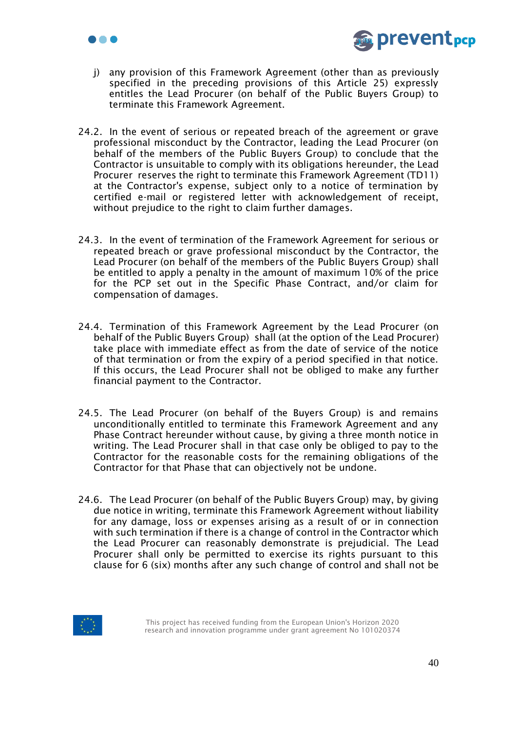j) any provision of this Framework Agreement (other than as previously specified in the preceding provisions of this Article 25) expressly entitles the Lead Procurer (on behalf of the Public Buyers Group) to terminate this Framework Agreement.

24.2. In the event of serious or repeated breach of the agreement or grave professional misconduct by the Contractor, leading the Lead Procurer (on behalf of the members of the Public Buyers Group) to conclude that the Contractor is unsuitable to comply with its obligations hereunder, the Lead Procurer reserves the right to terminate this Framework Agreement (TD11) at the Contractor's expense, subject only to a notice of termination by certified e-mail or registered letter with acknowledgement of receipt, without prejudice to the right to claim further damages.

24.3. In the event of termination of the Framework Agreement for serious or repeated breach or grave professional misconduct by the Contractor, the Lead Procurer (on behalf of the members of the Public Buyers Group) shall be entitled to apply a penalty in the amount of maximum 10% of the price for the PCP set out in the Specific Phase Contract, and/or claim for compensation of damages.

24.4. Termination of this Framework Agreement by the Lead Procurer (on behalf of the Public Buyers Group) shall (at the option of the Lead Procurer) take place with immediate effect as from the date of service of the notice of that termination or from the expiry of a period specified in that notice. If this occurs, the Lead Procurer shall not be obliged to make any further financial payment to the Contractor.

24.5. The Lead Procurer (on behalf of the Buyers Group) is and remains unconditionally entitled to terminate this Framework Agreement and any Phase Contract hereunder without cause, by giving a three month notice in writing. The Lead Procurer shall in that case only be obliged to pay to the Contractor for the reasonable costs for the remaining obligations of the Contractor for that Phase that can objectively not be undone.

24.6. The Lead Procurer (on behalf of the Public Buyers Group) may, by giving due notice in writing, terminate this Framework Agreement without liability for any damage, loss or expenses arising as a result of or in connection with such termination if there is a change of control in the Contractor which the Lead Procurer can reasonably demonstrate is prejudicial. The Lead Procurer shall only be permitted to exercise its rights pursuant to this clause for 6 (six) months after any such change of control and shall not be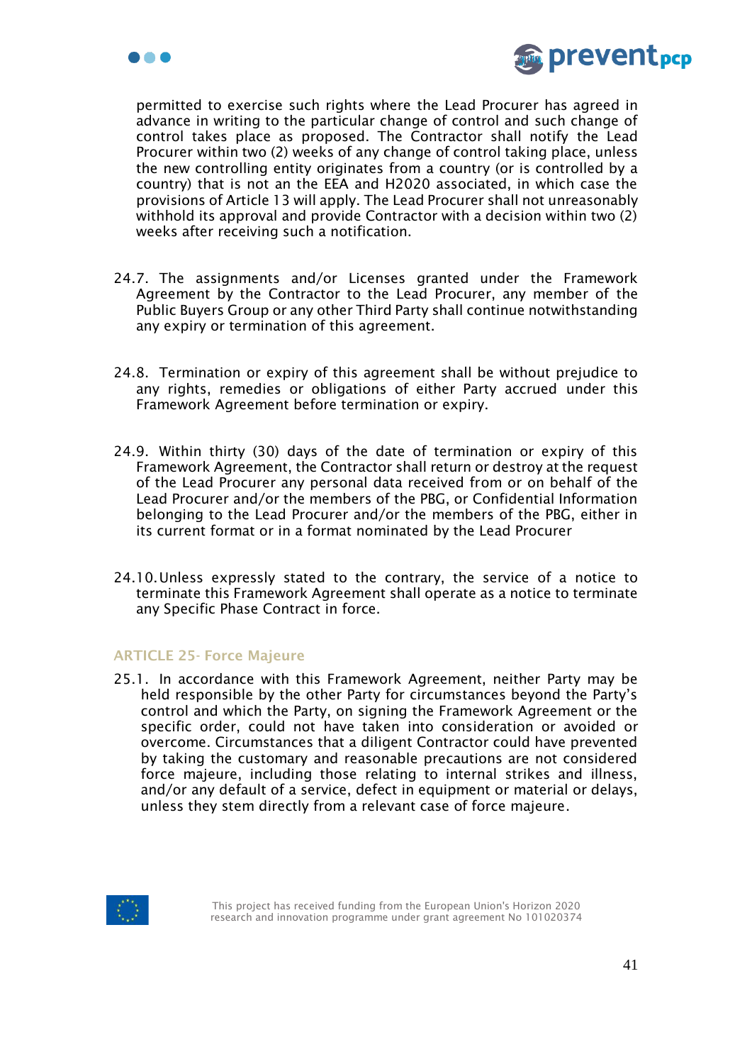permitted to exercise such rights where the Lead Procurer has agreed in advance in writing to the particular change of control and such change of control takes place as proposed. The Contractor shall notify the Lead Procurer within two (2) weeks of any change of control taking place, unless the new controlling entity originates from a country (or is controlled by a country) that is not an the EEA and H2020 associated, in which case the provisions of Article 13 will apply. The Lead Procurer shall not unreasonably withhold its approval and provide Contractor with a decision within two (2) weeks after receiving such a notification.

24.7. The assignments and/or Licenses granted under the Framework Agreement by the Contractor to the Lead Procurer, any member of the Public Buyers Group or any other Third Party shall continue notwithstanding any expiry or termination of this agreement.

24.8. Termination or expiry of this agreement shall be without prejudice to any rights, remedies or obligations of either Party accrued under this Framework Agreement before termination or expiry.

24.9. Within thirty (30) days of the date of termination or expiry of this Framework Agreement, the Contractor shall return or destroy at the request of the Lead Procurer any personal data received from or on behalf of the Lead Procurer and/or the members of the PBG, or Confidential Information belonging to the Lead Procurer and/or the members of the PBG, either in its current format or in a format nominated by the Lead Procurer

24.10. Unless expressly stated to the contrary, the service of a notice to terminate this Framework Agreement shall operate as a notice to terminate any Specific Phase Contract in force.

### ARTICLE 25- Force Majeure

25.1. In accordance with this Framework Agreement, neither Party may be held responsible by the other Party for circumstances beyond the Party's control and which the Party, on signing the Framework Agreement or the specific order, could not have taken into consideration or avoided or overcome. Circumstances that a diligent Contractor could have prevented by taking the customary and reasonable precautions are not considered force majeure, including those relating to internal strikes and illness, and/or any default of a service, defect in equipment or material or delays, unless they stem directly from a relevant case of force majeure.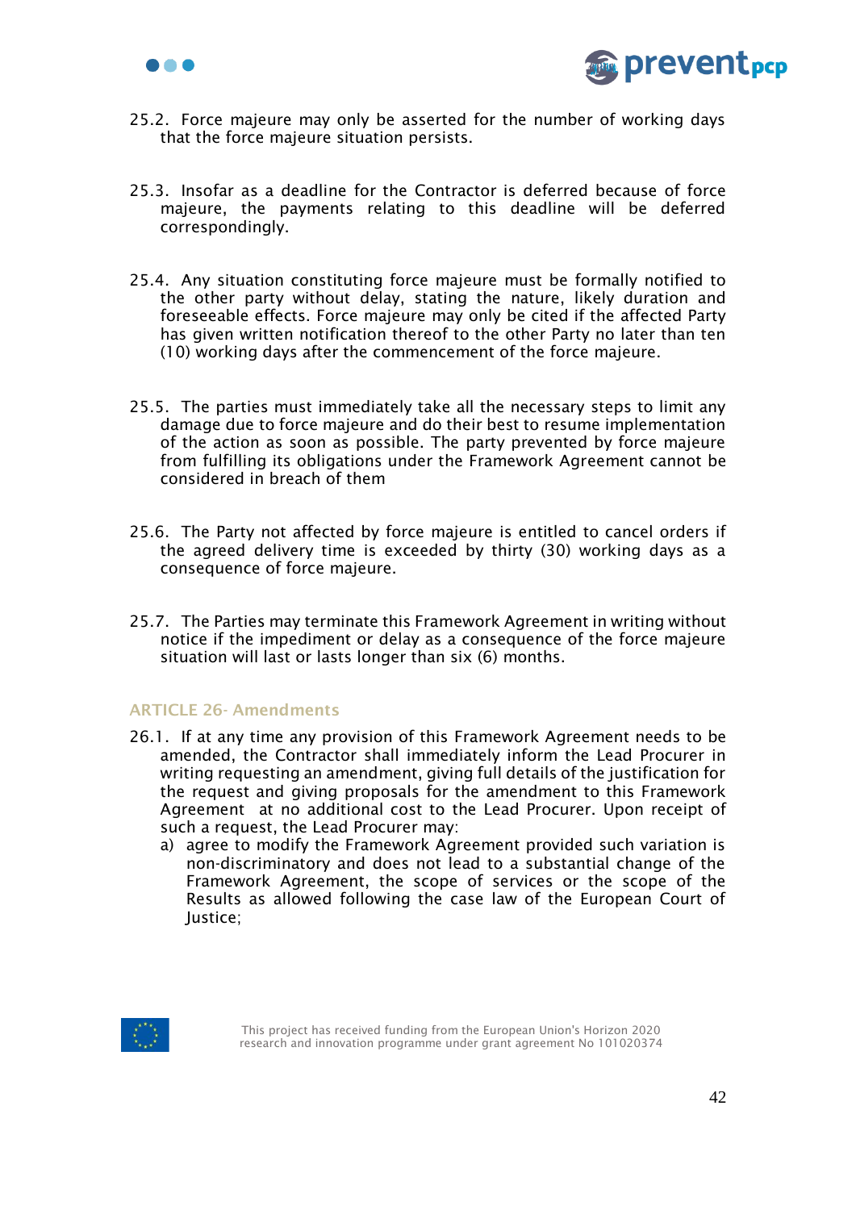25.2. Force majeure may only be asserted for the number of working days that the force majeure situation persists.

25.3. Insofar as a deadline for the Contractor is deferred because of force majeure, the payments relating to this deadline will be deferred correspondingly.

25.4. Any situation constituting force majeure must be formally notified to the other party without delay, stating the nature, likely duration and foreseeable effects. Force majeure may only be cited if the affected Party has given written notification thereof to the other Party no later than ten (10) working days after the commencement of the force majeure.

25.5. The parties must immediately take all the necessary steps to limit any damage due to force majeure and do their best to resume implementation of the action as soon as possible. The party prevented by force majeure from fulfilling its obligations under the Framework Agreement cannot be considered in breach of them

25.6. The Party not affected by force majeure is entitled to cancel orders if the agreed delivery time is exceeded by thirty (30) working days as a consequence of force majeure.

25.7. The Parties may terminate this Framework Agreement in writing without notice if the impediment or delay as a consequence of the force majeure situation will last or lasts longer than six (6) months.

### ARTICLE 26- Amendments

26.1. If at any time any provision of this Framework Agreement needs to be amended, the Contractor shall immediately inform the Lead Procurer in writing requesting an amendment, giving full details of the justification for the request and giving proposals for the amendment to this Framework Agreement at no additional cost to the Lead Procurer. Upon receipt of such a request, the Lead Procurer may:

a) agree to modify the Framework Agreement provided such variation is non-discriminatory and does not lead to a substantial change of the Framework Agreement, the scope of services or the scope of the Results as allowed following the case law of the European Court of Justice;

This project has received funding from the European Union's Horizon 2020 research and innovation programme under grant agreement No 101020374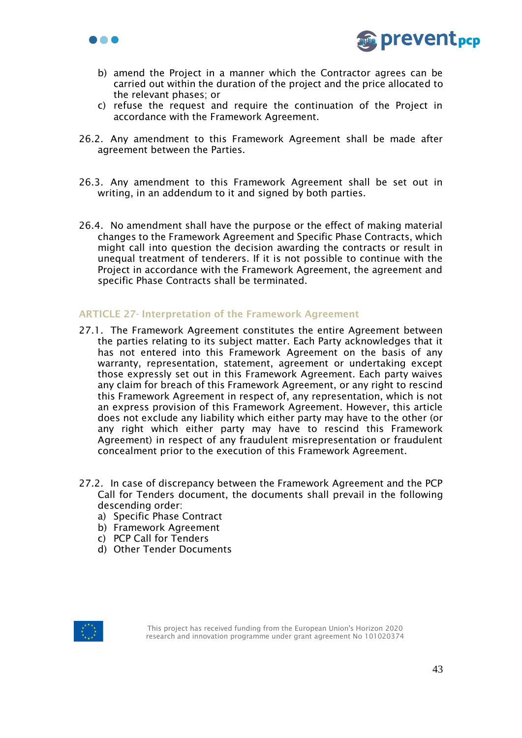b) amend the Project in a manner which the Contractor agrees can be carried out within the duration of the project and the price allocated to the relevant phases; or
c) refuse the request and require the continuation of the Project in accordance with the Framework Agreement.

26.2. Any amendment to this Framework Agreement shall be made after agreement between the Parties.

26.3. Any amendment to this Framework Agreement shall be set out in writing, in an addendum to it and signed by both parties.

26.4. No amendment shall have the purpose or the effect of making material changes to the Framework Agreement and Specific Phase Contracts, which might call into question the decision awarding the contracts or result in unequal treatment of tenderers. If it is not possible to continue with the Project in accordance with the Framework Agreement, the agreement and specific Phase Contracts shall be terminated.

## ARTICLE 27- Interpretation of the Framework Agreement

27.1. The Framework Agreement constitutes the entire Agreement between the parties relating to its subject matter. Each Party acknowledges that it has not entered into this Framework Agreement on the basis of any warranty, representation, statement, agreement or undertaking except those expressly set out in this Framework Agreement. Each party waives any claim for breach of this Framework Agreement, or any right to rescind this Framework Agreement in respect of, any representation, which is not an express provision of this Framework Agreement. However, this article does not exclude any liability which either party may have to the other (or any right which either party may have to rescind this Framework Agreement) in respect of any fraudulent misrepresentation or fraudulent concealment prior to the execution of this Framework Agreement.

27.2. In case of discrepancy between the Framework Agreement and the PCP Call for Tenders document, the documents shall prevail in the following descending order:
a) Specific Phase Contract
b) Framework Agreement
c) PCP Call for Tenders
d) Other Tender Documents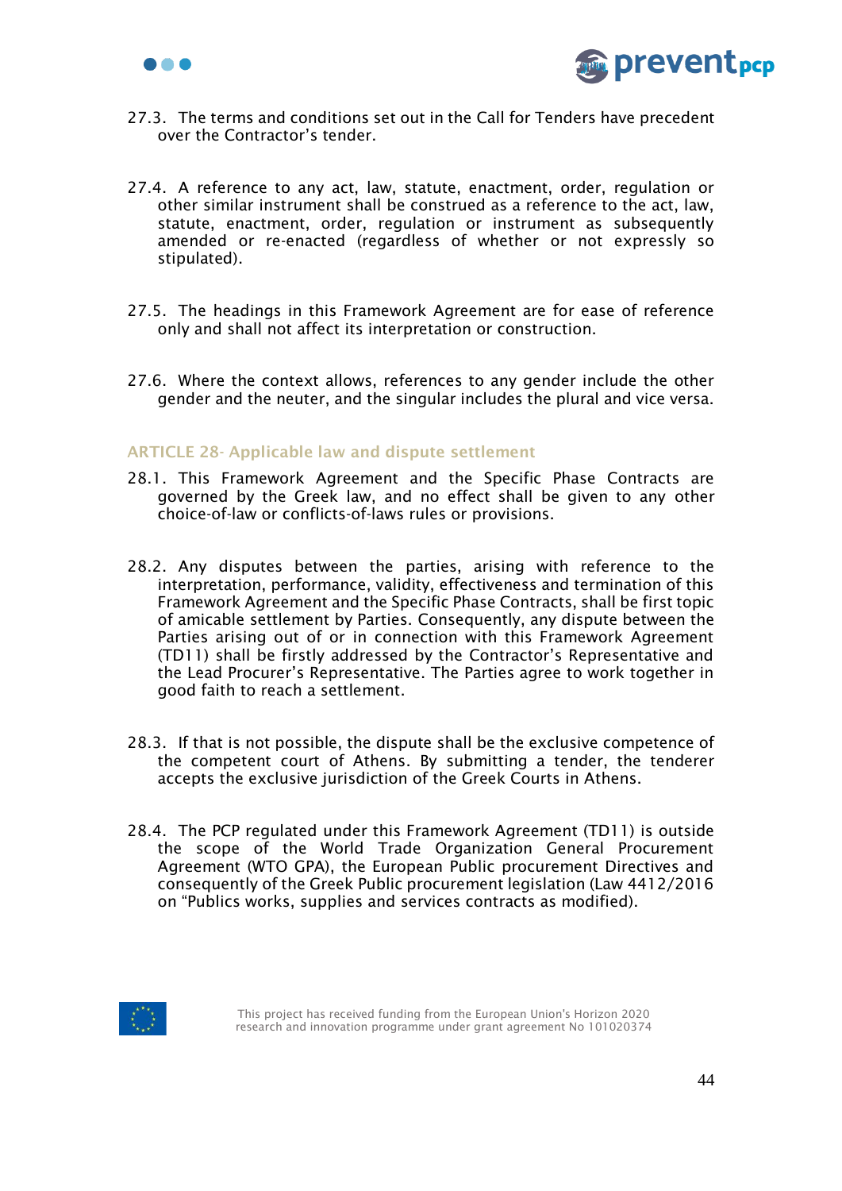27.3. The terms and conditions set out in the Call for Tenders have precedent over the Contractor's tender.

27.4. A reference to any act, law, statute, enactment, order, regulation or other similar instrument shall be construed as a reference to the act, law, statute, enactment, order, regulation or instrument as subsequently amended or re-enacted (regardless of whether or not expressly so stipulated).

27.5. The headings in this Framework Agreement are for ease of reference only and shall not affect its interpretation or construction.

27.6. Where the context allows, references to any gender include the other gender and the neuter, and the singular includes the plural and vice versa.

### ARTICLE 28- Applicable law and dispute settlement

28.1. This Framework Agreement and the Specific Phase Contracts are governed by the Greek law, and no effect shall be given to any other choice-of-law or conflicts-of-laws rules or provisions.

28.2. Any disputes between the parties, arising with reference to the interpretation, performance, validity, effectiveness and termination of this Framework Agreement and the Specific Phase Contracts, shall be first topic of amicable settlement by Parties. Consequently, any dispute between the Parties arising out of or in connection with this Framework Agreement (TD11) shall be firstly addressed by the Contractor's Representative and the Lead Procurer's Representative. The Parties agree to work together in good faith to reach a settlement.

28.3. If that is not possible, the dispute shall be the exclusive competence of the competent court of Athens. By submitting a tender, the tenderer accepts the exclusive jurisdiction of the Greek Courts in Athens.

28.4. The PCP regulated under this Framework Agreement (TD11) is outside the scope of the World Trade Organization General Procurement Agreement (WTO GPA), the European Public procurement Directives and consequently of the Greek Public procurement legislation (Law 4412/2016 on "Publics works, supplies and services contracts as modified).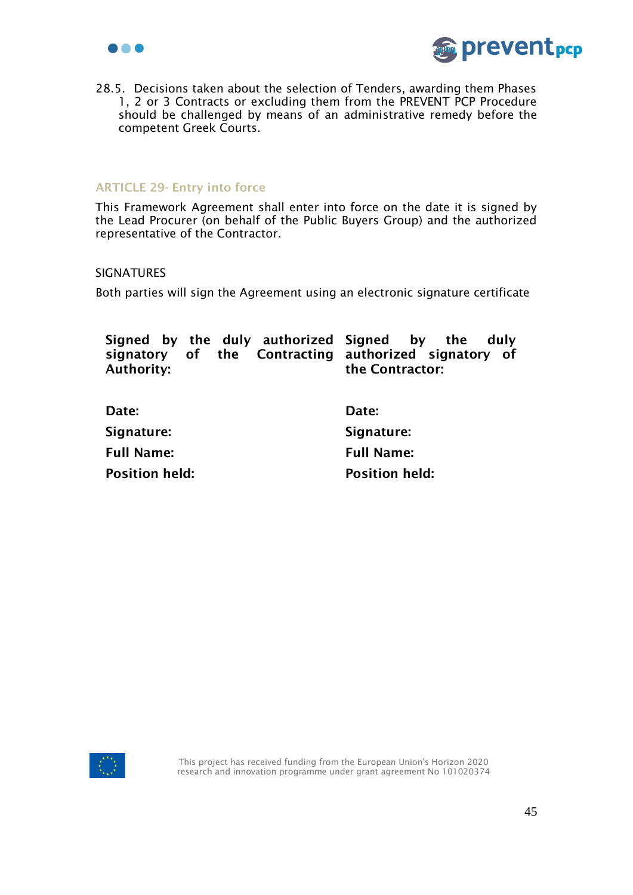28.5. Decisions taken about the selection of Tenders, awarding them Phases 1, 2 or 3 Contracts or excluding them from the PREVENT PCP Procedure should be challenged by means of an administrative remedy before the competent Greek Courts.

## ARTICLE 29- Entry into force

This Framework Agreement shall enter into force on the date it is signed by the Lead Procurer (on behalf of the Public Buyers Group) and the authorized representative of the Contractor.

SIGNATURES

Both parties will sign the Agreement using an electronic signature certificate

| **Signed by the duly authorized signatory of the Contracting Authority:** | **Signed by the duly authorized signatory of the Contractor:** |
|---|---|
| **Date:** | **Date:** |
| **Signature:** | **Signature:** |
| **Full Name:** | **Full Name:** |
| **Position held:** | **Position held:** |

This project has received funding from the European Union's Horizon 2020 research and innovation programme under grant agreement No 101020374